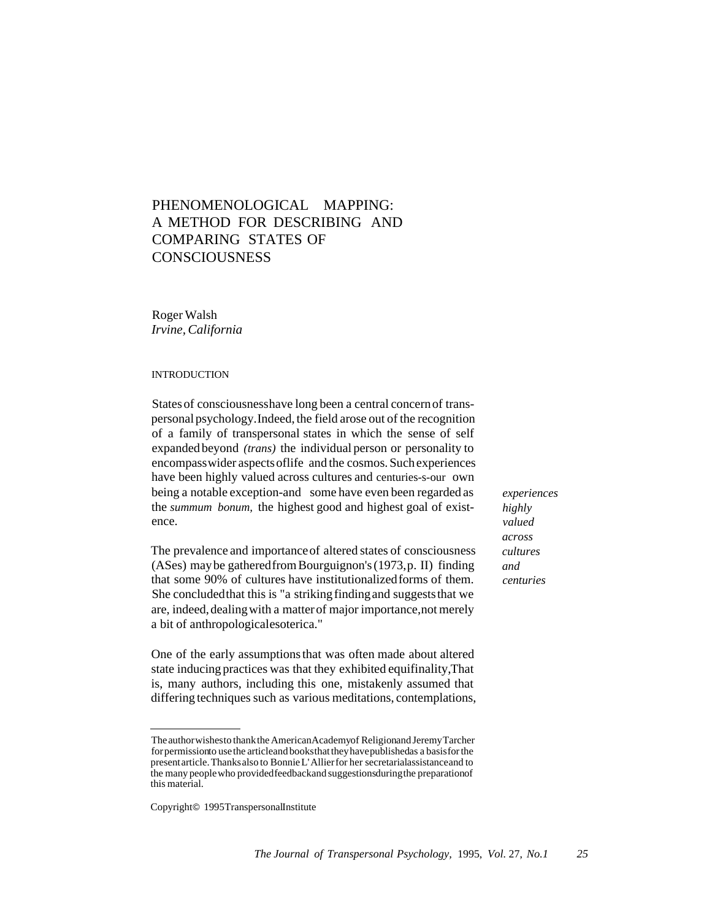# PHENOMENOLOGICAL MAPPING: A METHOD FOR DESCRIBING AND COMPARING STATES OF CONSCIOUSNESS

Roger Walsh
*Irvine, California*

## INTRODUCTION

States of consciousness have long been a central concern of transpersonal psychology. Indeed, the field arose out of the recognition of a family of transpersonal states in which the sense of self expanded beyond *(trans)* the individual person or personality to encompass wider aspects of life and the cosmos. Such experiences have been highly valued across cultures and centuries-s-our own being a notable exception-and some have even been regarded as the *summum bonum,* the highest good and highest goal of existence.

*experiences highly valued across cultures and centuries*

The prevalence and importance of altered states of consciousness (ASes) may be gathered from Bourguignon's (1973, p. II) finding that some 90% of cultures have institutionalized forms of them. She concluded that this is "a striking finding and suggests that we are, indeed, dealing with a matter of major importance, not merely a bit of anthropological esoterica."

One of the early assumptions that was often made about altered state inducing practices was that they exhibited equifinality, That is, many authors, including this one, mistakenly assumed that differing techniques such as various meditations, contemplations,

---

The author wishes to thank the American Academy of Religion and Jeremy Tarcher for permission to use the article and books that they have published as a basis for the present article. Thanks also to Bonnie L'Allier for her secretarial assistance and to the many people who provided feedback and suggestions during the preparation of this material.

Copyright © 1995 Transpersonal Institute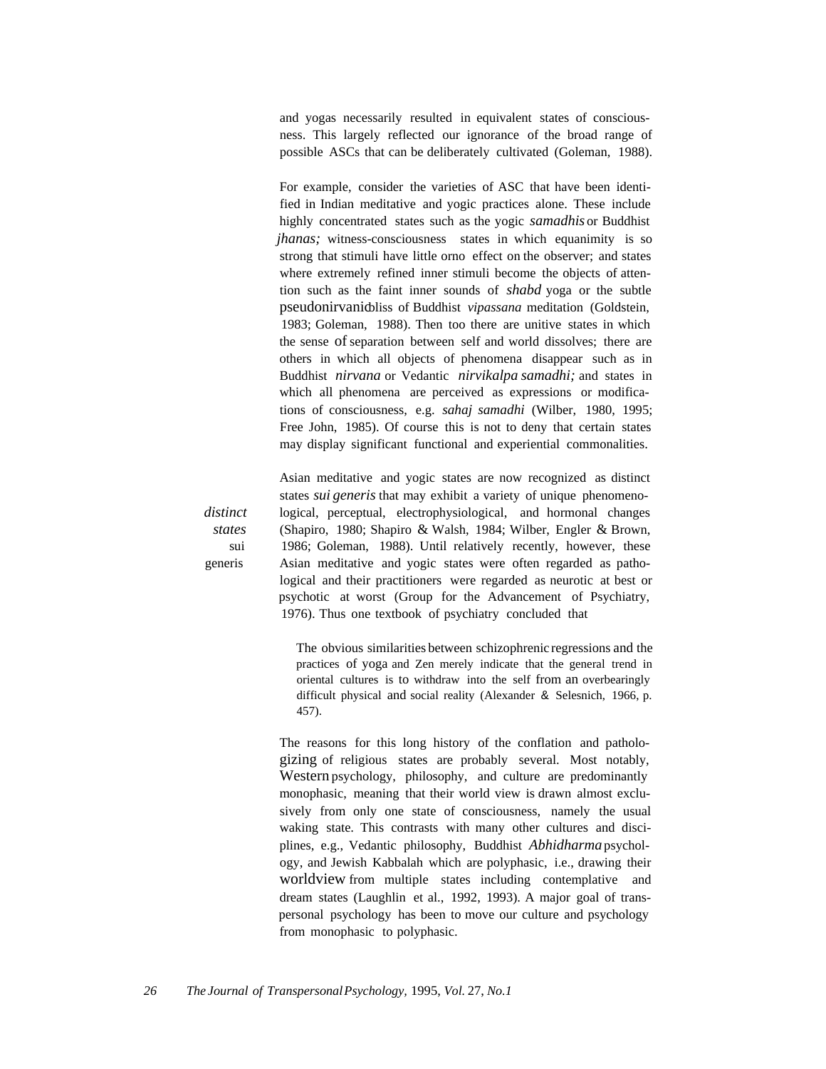and yogas necessarily resulted in equivalent states of consciousness. This largely reflected our ignorance of the broad range of possible ASCs that can be deliberately cultivated (Goleman, 1988).

For example, consider the varieties of ASC that have been identified in Indian meditative and yogic practices alone. These include highly concentrated states such as the yogic *samadhis* or Buddhist *jhanas;* witness-consciousness states in which equanimity is so strong that stimuli have little orno effect on the observer; and states where extremely refined inner stimuli become the objects of attention such as the faint inner sounds of *shabd* yoga or the subtle pseudonirvanicbliss of Buddhist *vipassana* meditation (Goldstein, 1983; Goleman, 1988). Then too there are unitive states in which the sense of separation between self and world dissolves; there are others in which all objects of phenomena disappear such as in Buddhist *nirvana* or Vedantic *nirvikalpa samadhi;* and states in which all phenomena are perceived as expressions or modifications of consciousness, e.g. *sahaj samadhi* (Wilber, 1980, 1995; Free John, 1985). Of course this is not to deny that certain states may display significant functional and experiential commonalities.

*distinct states* sui generis

Asian meditative and yogic states are now recognized as distinct states *sui generis* that may exhibit a variety of unique phenomenological, perceptual, electrophysiological, and hormonal changes (Shapiro, 1980; Shapiro & Walsh, 1984; Wilber, Engler & Brown, 1986; Goleman, 1988). Until relatively recently, however, these Asian meditative and yogic states were often regarded as pathological and their practitioners were regarded as neurotic at best or psychotic at worst (Group for the Advancement of Psychiatry, 1976). Thus one textbook of psychiatry concluded that

> The obvious similarities between schizophrenic regressions and the practices of yoga and Zen merely indicate that the general trend in oriental cultures is to withdraw into the self from an overbearingly difficult physical and social reality (Alexander & Selesnich, 1966, p. 457).

The reasons for this long history of the conflation and pathologizing of religious states are probably several. Most notably, Western psychology, philosophy, and culture are predominantly monophasic, meaning that their world view is drawn almost exclusively from only one state of consciousness, namely the usual waking state. This contrasts with many other cultures and disciplines, e.g., Vedantic philosophy, Buddhist *Abhidharma* psychology, and Jewish Kabbalah which are polyphasic, i.e., drawing their worldview from multiple states including contemplative and dream states (Laughlin et al., 1992, 1993). A major goal of transpersonal psychology has been to move our culture and psychology from monophasic to polyphasic.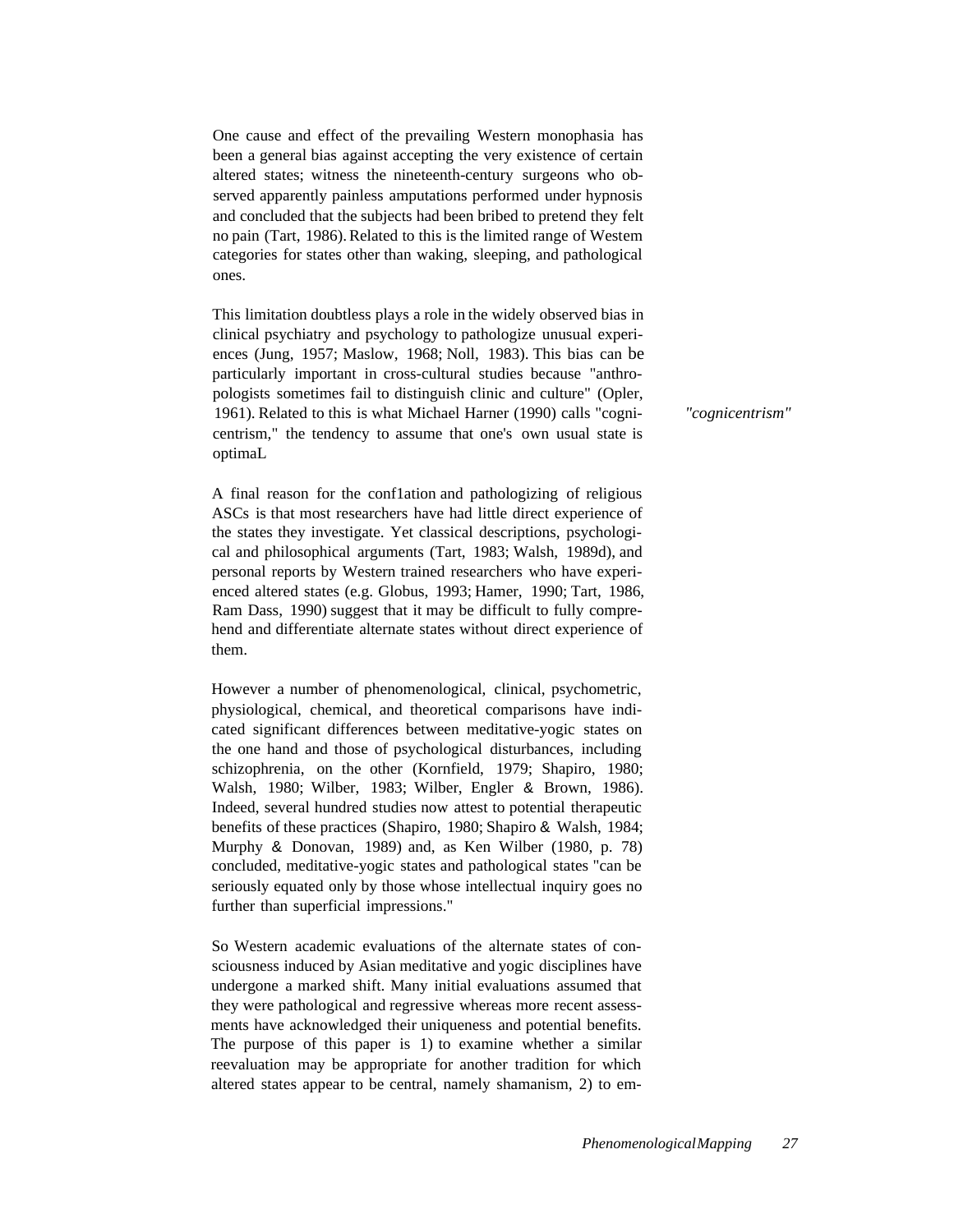One cause and effect of the prevailing Western monophasia has been a general bias against accepting the very existence of certain altered states; witness the nineteenth-century surgeons who observed apparently painless amputations performed under hypnosis and concluded that the subjects had been bribed to pretend they felt no pain (Tart, 1986). Related to this is the limited range of Westem categories for states other than waking, sleeping, and pathological ones.

This limitation doubtless plays a role in the widely observed bias in clinical psychiatry and psychology to pathologize unusual experiences (Jung, 1957; Maslow, 1968; Noll, 1983). This bias can be particularly important in cross-cultural studies because "anthropologists sometimes fail to distinguish clinic and culture" (Opler, 1961). Related to this is what Michael Harner (1990) calls "cognicentrism," the tendency to assume that one's own usual state is optimaL

*"cognicentrism"*

A final reason for the conf1ation and pathologizing of religious ASCs is that most researchers have had little direct experience of the states they investigate. Yet classical descriptions, psychological and philosophical arguments (Tart, 1983; Walsh, 1989d), and personal reports by Western trained researchers who have experienced altered states (e.g. Globus, 1993; Hamer, 1990; Tart, 1986, Ram Dass, 1990) suggest that it may be difficult to fully comprehend and differentiate alternate states without direct experience of them.

However a number of phenomenological, clinical, psychometric, physiological, chemical, and theoretical comparisons have indicated significant differences between meditative-yogic states on the one hand and those of psychological disturbances, including schizophrenia, on the other (Kornfield, 1979; Shapiro, 1980; Walsh, 1980; Wilber, 1983; Wilber, Engler & Brown, 1986). Indeed, several hundred studies now attest to potential therapeutic benefits of these practices (Shapiro, 1980; Shapiro & Walsh, 1984; Murphy & Donovan, 1989) and, as Ken Wilber (1980, p. 78) concluded, meditative-yogic states and pathological states "can be seriously equated only by those whose intellectual inquiry goes no further than superficial impressions."

So Western academic evaluations of the alternate states of consciousness induced by Asian meditative and yogic disciplines have undergone a marked shift. Many initial evaluations assumed that they were pathological and regressive whereas more recent assessments have acknowledged their uniqueness and potential benefits. The purpose of this paper is 1) to examine whether a similar reevaluation may be appropriate for another tradition for which altered states appear to be central, namely shamanism, 2) to em-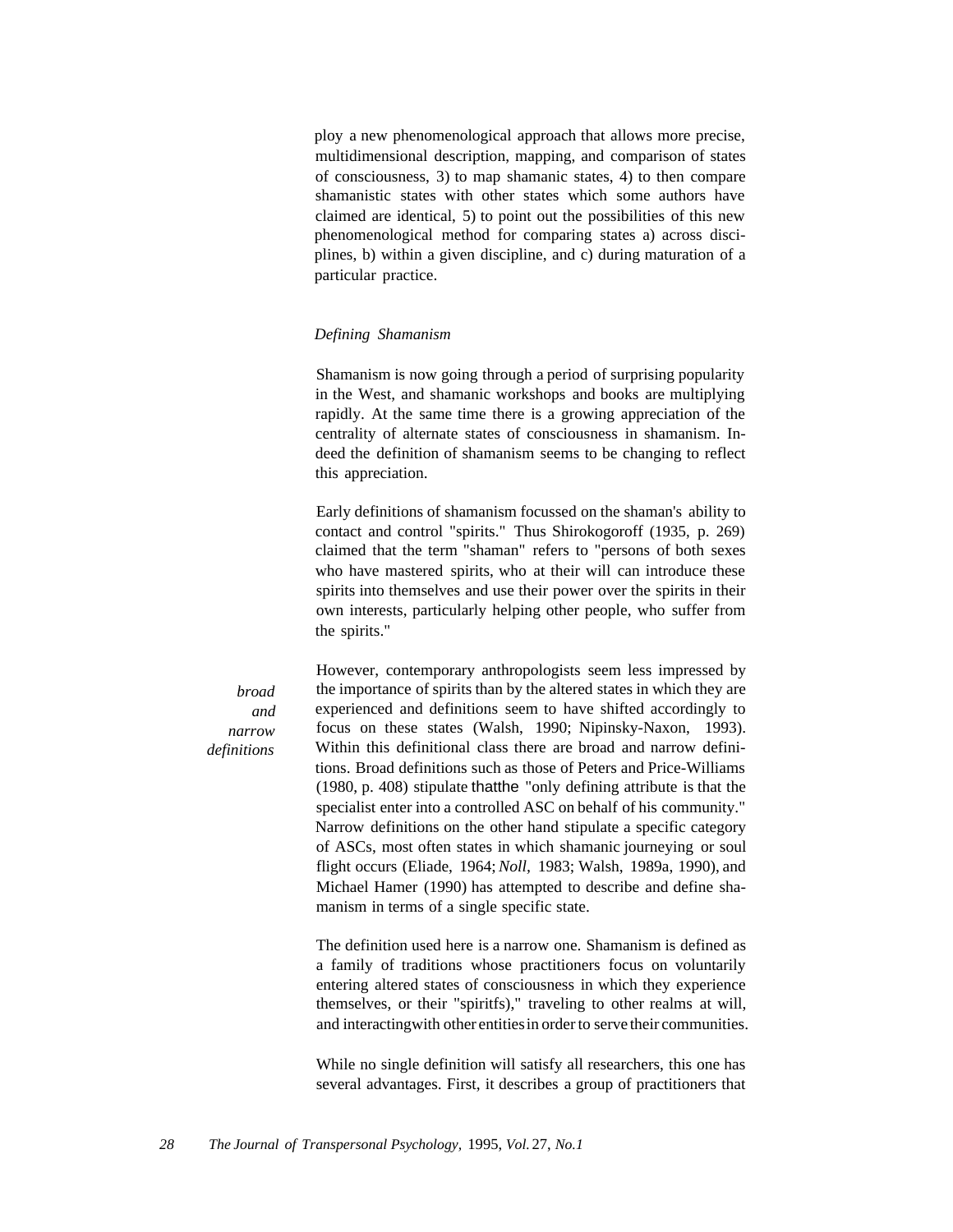ploy a new phenomenological approach that allows more precise, multidimensional description, mapping, and comparison of states of consciousness, 3) to map shamanic states, 4) to then compare shamanistic states with other states which some authors have claimed are identical, 5) to point out the possibilities of this new phenomenological method for comparing states a) across disciplines, b) within a given discipline, and c) during maturation of a particular practice.

### *Defining Shamanism*

Shamanism is now going through a period of surprising popularity in the West, and shamanic workshops and books are multiplying rapidly. At the same time there is a growing appreciation of the centrality of alternate states of consciousness in shamanism. Indeed the definition of shamanism seems to be changing to reflect this appreciation.

Early definitions of shamanism focussed on the shaman's ability to contact and control "spirits." Thus Shirokogoroff (1935, p. 269) claimed that the term "shaman" refers to "persons of both sexes who have mastered spirits, who at their will can introduce these spirits into themselves and use their power over the spirits in their own interests, particularly helping other people, who suffer from the spirits."

*broad and narrow definitions*

However, contemporary anthropologists seem less impressed by the importance of spirits than by the altered states in which they are experienced and definitions seem to have shifted accordingly to focus on these states (Walsh, 1990; Nipinsky-Naxon, 1993). Within this definitional class there are broad and narrow definitions. Broad definitions such as those of Peters and Price-Williams (1980, p. 408) stipulate thatthe "only defining attribute is that the specialist enter into a controlled ASC on behalf of his community." Narrow definitions on the other hand stipulate a specific category of ASCs, most often states in which shamanic journeying or soul flight occurs (Eliade, 1964; *Noll,* 1983; Walsh, 1989a, 1990), and Michael Hamer (1990) has attempted to describe and define shamanism in terms of a single specific state.

The definition used here is a narrow one. Shamanism is defined as a family of traditions whose practitioners focus on voluntarily entering altered states of consciousness in which they experience themselves, or their "spiritfs)," traveling to other realms at will, and interactingwith other entities in order to serve their communities.

While no single definition will satisfy all researchers, this one has several advantages. First, it describes a group of practitioners that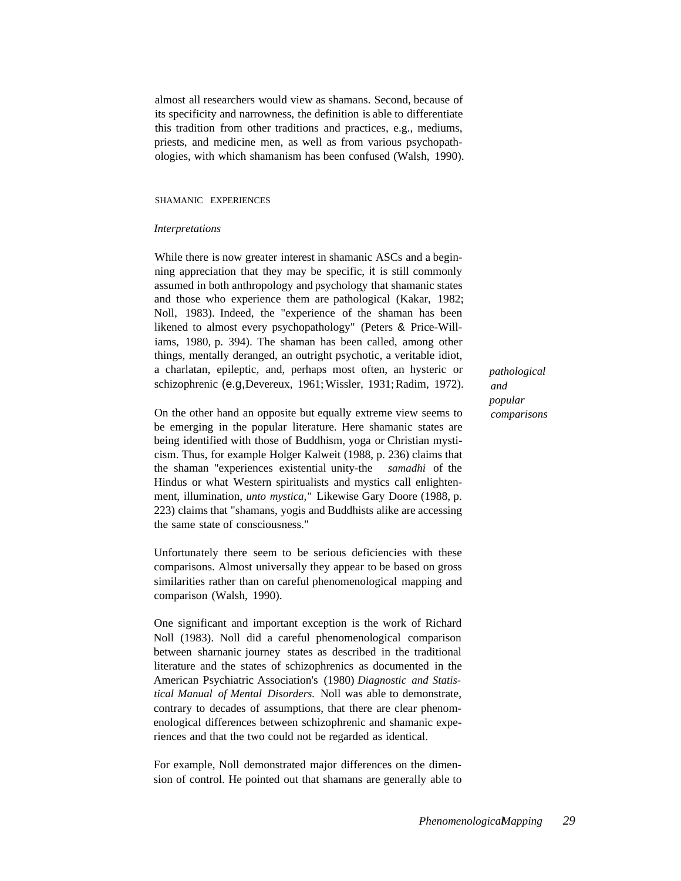almost all researchers would view as shamans. Second, because of its specificity and narrowness, the definition is able to differentiate this tradition from other traditions and practices, e.g., mediums, priests, and medicine men, as well as from various psychopathologies, with which shamanism has been confused (Walsh, 1990).

## SHAMANIC EXPERIENCES

### *Interpretations*

While there is now greater interest in shamanic ASCs and a beginning appreciation that they may be specific, it is still commonly assumed in both anthropology and psychology that shamanic states and those who experience them are pathological (Kakar, 1982; Noll, 1983). Indeed, the "experience of the shaman has been likened to almost every psychopathology" (Peters & Price-Williams, 1980, p. 394). The shaman has been called, among other things, mentally deranged, an outright psychotic, a veritable idiot, a charlatan, epileptic, and, perhaps most often, an hysteric or schizophrenic (e.g, Devereux, 1961; Wissler, 1931; Radim, 1972).

*pathological and popular comparisons*

On the other hand an opposite but equally extreme view seems to be emerging in the popular literature. Here shamanic states are being identified with those of Buddhism, yoga or Christian mysticism. Thus, for example Holger Kalweit (1988, p. 236) claims that the shaman "experiences existential unity-the *samadhi* of the Hindus or what Western spiritualists and mystics call enlightenment, illumination, *unto mystica,"* Likewise Gary Doore (1988, p. 223) claims that "shamans, yogis and Buddhists alike are accessing the same state of consciousness."

Unfortunately there seem to be serious deficiencies with these comparisons. Almost universally they appear to be based on gross similarities rather than on careful phenomenological mapping and comparison (Walsh, 1990).

One significant and important exception is the work of Richard Noll (1983). Noll did a careful phenomenological comparison between sharnanic journey states as described in the traditional literature and the states of schizophrenics as documented in the American Psychiatric Association's (1980) *Diagnostic and Statistical Manual of Mental Disorders.* Noll was able to demonstrate, contrary to decades of assumptions, that there are clear phenomenological differences between schizophrenic and shamanic experiences and that the two could not be regarded as identical.

For example, Noll demonstrated major differences on the dimension of control. He pointed out that shamans are generally able to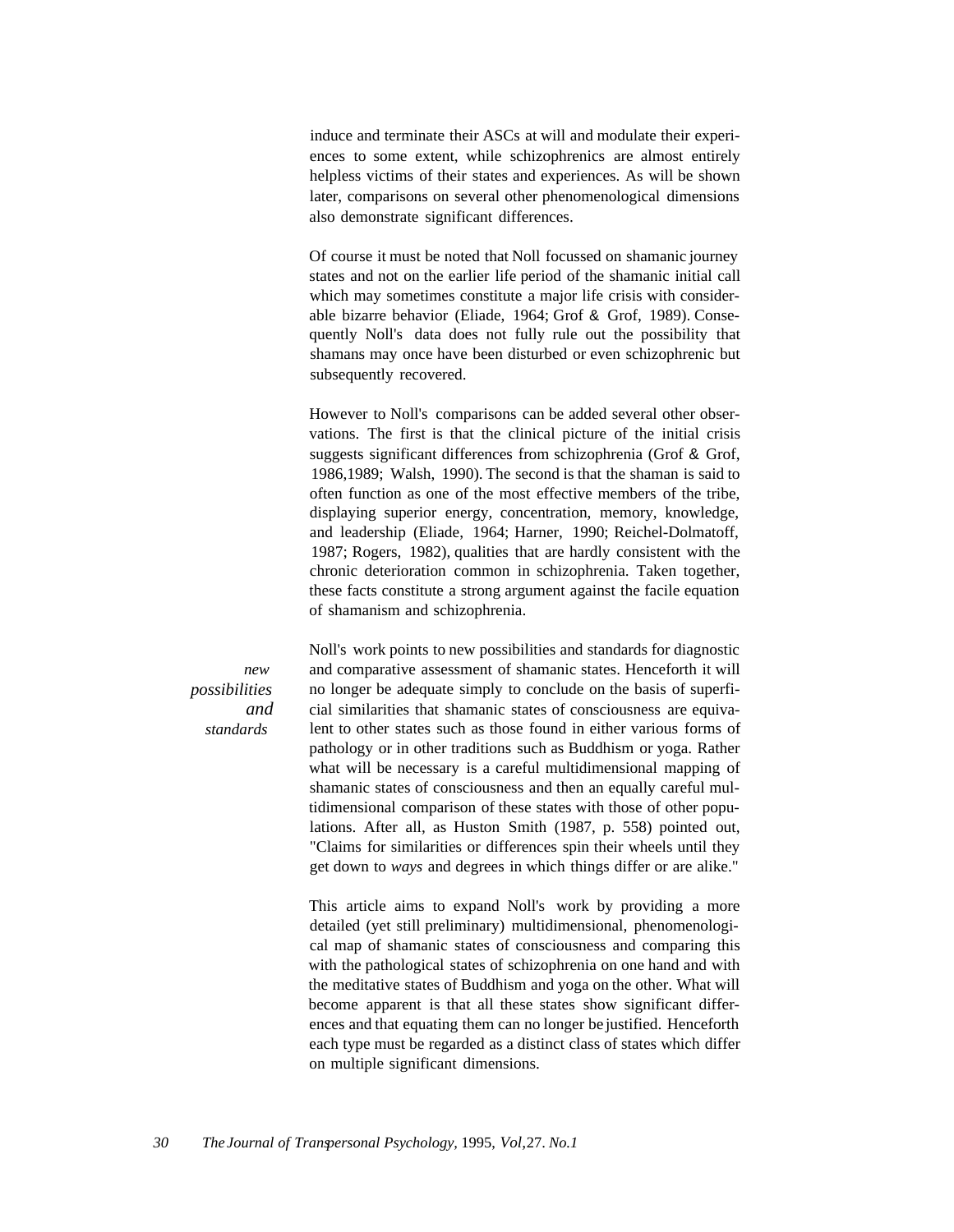induce and terminate their ASCs at will and modulate their experiences to some extent, while schizophrenics are almost entirely helpless victims of their states and experiences. As will be shown later, comparisons on several other phenomenological dimensions also demonstrate significant differences.

Of course it must be noted that Noll focussed on shamanic journey states and not on the earlier life period of the shamanic initial call which may sometimes constitute a major life crisis with considerable bizarre behavior (Eliade, 1964; Grof & Grof, 1989). Consequently Noll's data does not fully rule out the possibility that shamans may once have been disturbed or even schizophrenic but subsequently recovered.

However to Noll's comparisons can be added several other observations. The first is that the clinical picture of the initial crisis suggests significant differences from schizophrenia (Grof & Grof, 1986,1989; Walsh, 1990). The second is that the shaman is said to often function as one of the most effective members of the tribe, displaying superior energy, concentration, memory, knowledge, and leadership (Eliade, 1964; Harner, 1990; Reichel-Dolmatoff, 1987; Rogers, 1982), qualities that are hardly consistent with the chronic deterioration common in schizophrenia. Taken together, these facts constitute a strong argument against the facile equation of shamanism and schizophrenia.

*new possibilities and standards*

Noll's work points to new possibilities and standards for diagnostic and comparative assessment of shamanic states. Henceforth it will no longer be adequate simply to conclude on the basis of superficial similarities that shamanic states of consciousness are equivalent to other states such as those found in either various forms of pathology or in other traditions such as Buddhism or yoga. Rather what will be necessary is a careful multidimensional mapping of shamanic states of consciousness and then an equally careful multidimensional comparison of these states with those of other populations. After all, as Huston Smith (1987, p. 558) pointed out, "Claims for similarities or differences spin their wheels until they get down to *ways* and degrees in which things differ or are alike."

This article aims to expand Noll's work by providing a more detailed (yet still preliminary) multidimensional, phenomenological map of shamanic states of consciousness and comparing this with the pathological states of schizophrenia on one hand and with the meditative states of Buddhism and yoga on the other. What will become apparent is that all these states show significant differences and that equating them can no longer be justified. Henceforth each type must be regarded as a distinct class of states which differ on multiple significant dimensions.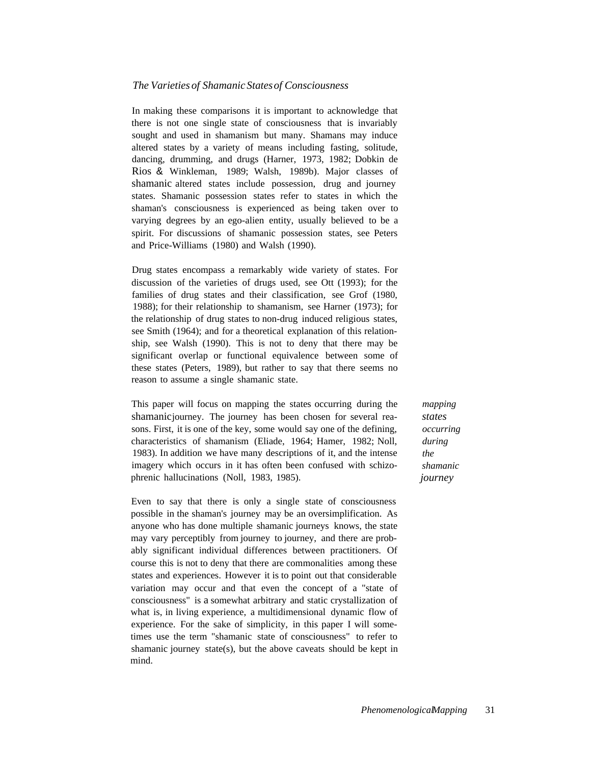*The Varieties of Shamanic States of Consciousness*

In making these comparisons it is important to acknowledge that there is not one single state of consciousness that is invariably sought and used in shamanism but many. Shamans may induce altered states by a variety of means including fasting, solitude, dancing, drumming, and drugs (Harner, 1973, 1982; Dobkin de Rios & Winkleman, 1989; Walsh, 1989b). Major classes of shamanic altered states include possession, drug and journey states. Shamanic possession states refer to states in which the shaman's consciousness is experienced as being taken over to varying degrees by an ego-alien entity, usually believed to be a spirit. For discussions of shamanic possession states, see Peters and Price-Williams (1980) and Walsh (1990).

Drug states encompass a remarkably wide variety of states. For discussion of the varieties of drugs used, see Ott (1993); for the families of drug states and their classification, see Grof (1980, 1988); for their relationship to shamanism, see Harner (1973); for the relationship of drug states to non-drug induced religious states, see Smith (1964); and for a theoretical explanation of this relationship, see Walsh (1990). This is not to deny that there may be significant overlap or functional equivalence between some of these states (Peters, 1989), but rather to say that there seems no reason to assume a single shamanic state.

This paper will focus on mapping the states occurring during the shamanic journey. The journey has been chosen for several reasons. First, it is one of the key, some would say one of the defining, characteristics of shamanism (Eliade, 1964; Hamer, 1982; Noll, 1983). In addition we have many descriptions of it, and the intense imagery which occurs in it has often been confused with schizophrenic hallucinations (Noll, 1983, 1985).

*mapping states occurring during the shamanic journey*

Even to say that there is only a single state of consciousness possible in the shaman's journey may be an oversimplification. As anyone who has done multiple shamanic journeys knows, the state may vary perceptibly from journey to journey, and there are probably significant individual differences between practitioners. Of course this is not to deny that there are commonalities among these states and experiences. However it is to point out that considerable variation may occur and that even the concept of a "state of consciousness" is a somewhat arbitrary and static crystallization of what is, in living experience, a multidimensional dynamic flow of experience. For the sake of simplicity, in this paper I will sometimes use the term "shamanic state of consciousness" to refer to shamanic journey state(s), but the above caveats should be kept in mind.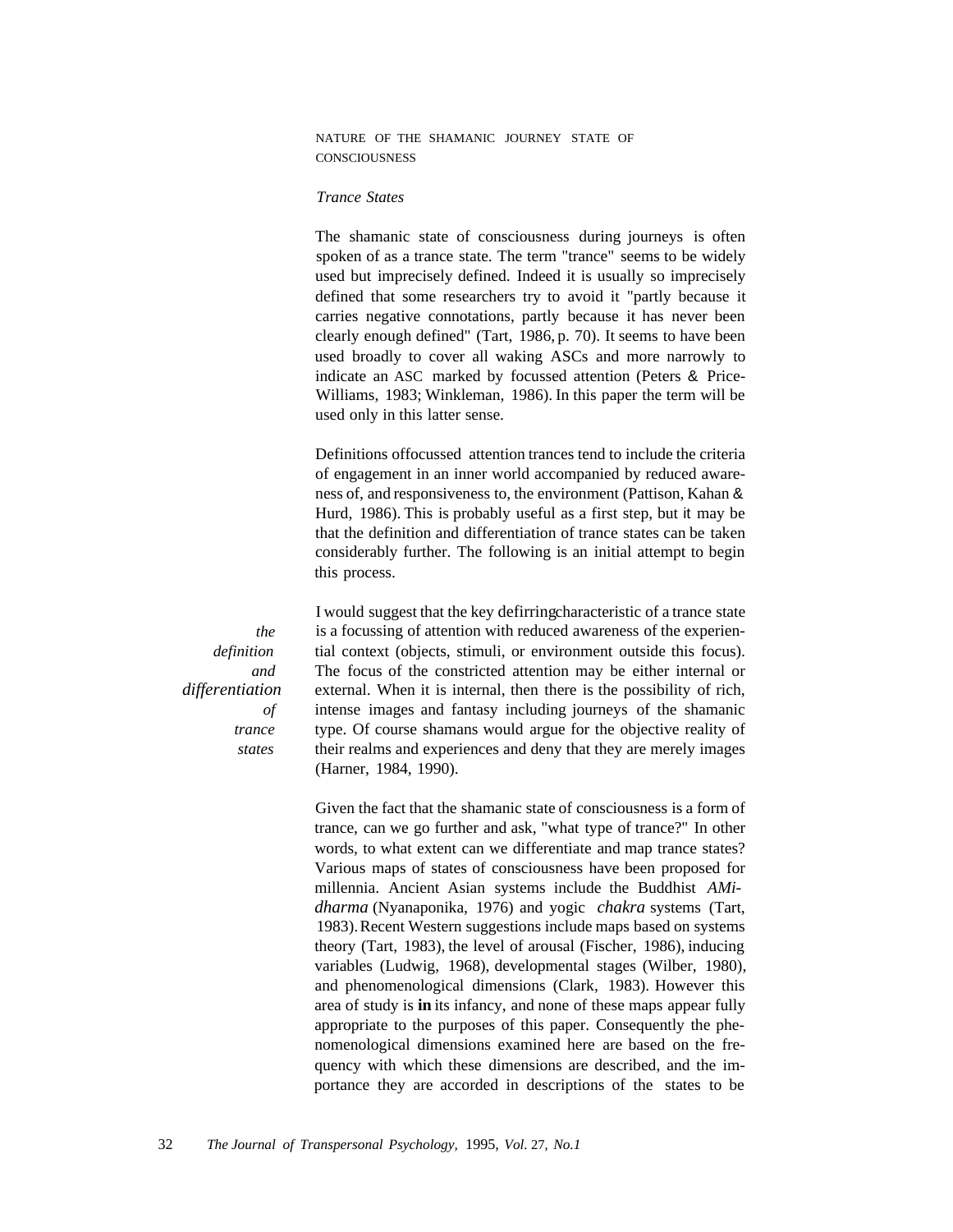NATURE OF THE SHAMANIC JOURNEY STATE OF CONSCIOUSNESS

*Trance States*

The shamanic state of consciousness during journeys is often spoken of as a trance state. The term "trance" seems to be widely used but imprecisely defined. Indeed it is usually so imprecisely defined that some researchers try to avoid it "partly because it carries negative connotations, partly because it has never been clearly enough defined" (Tart, 1986, p. 70). It seems to have been used broadly to cover all waking ASCs and more narrowly to indicate an ASC marked by focussed attention (Peters & Price-Williams, 1983; Winkleman, 1986). In this paper the term will be used only in this latter sense.

Definitions offocussed attention trances tend to include the criteria of engagement in an inner world accompanied by reduced awareness of, and responsiveness to, the environment (Pattison, Kahan & Hurd, 1986). This is probably useful as a first step, but it may be that the definition and differentiation of trance states can be taken considerably further. The following is an initial attempt to begin this process.

*the definition and differentiation of trance states*

I would suggest that the key defirringcharacteristic of a trance state is a focussing of attention with reduced awareness of the experiential context (objects, stimuli, or environment outside this focus). The focus of the constricted attention may be either internal or external. When it is internal, then there is the possibility of rich, intense images and fantasy including journeys of the shamanic type. Of course shamans would argue for the objective reality of their realms and experiences and deny that they are merely images (Harner, 1984, 1990).

Given the fact that the shamanic state of consciousness is a form of trance, can we go further and ask, "what type of trance?" In other words, to what extent can we differentiate and map trance states? Various maps of states of consciousness have been proposed for millennia. Ancient Asian systems include the Buddhist *AMidharma* (Nyanaponika, 1976) and yogic *chakra* systems (Tart, 1983). Recent Western suggestions include maps based on systems theory (Tart, 1983), the level of arousal (Fischer, 1986), inducing variables (Ludwig, 1968), developmental stages (Wilber, 1980), and phenomenological dimensions (Clark, 1983). However this area of study is **in** its infancy, and none of these maps appear fully appropriate to the purposes of this paper. Consequently the phenomenological dimensions examined here are based on the frequency with which these dimensions are described, and the importance they are accorded in descriptions of the states to be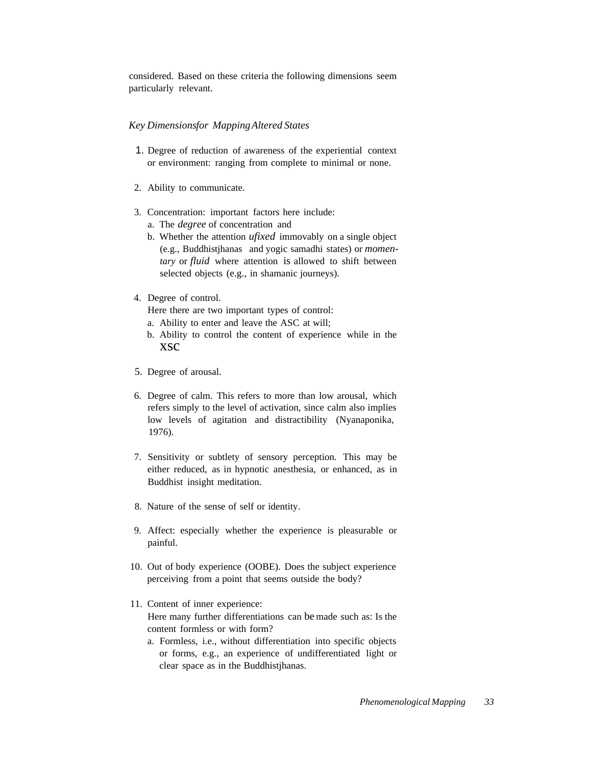considered. Based on these criteria the following dimensions seem particularly relevant.

*Key Dimensionsfor Mapping Altered States*

1. Degree of reduction of awareness of the experiential context or environment: ranging from complete to minimal or none.

2. Ability to communicate.

3. Concentration: important factors here include:
   a. The *degree* of concentration and
   b. Whether the attention *ufixed* immovably on a single object (e.g., Buddhistjhanas and yogic samadhi states) or *momentary* or *fluid* where attention is allowed to shift between selected objects (e.g., in shamanic journeys).

4. Degree of control.
   Here there are two important types of control:
   a. Ability to enter and leave the ASC at will;
   b. Ability to control the content of experience while in the XSC

5. Degree of arousal.

6. Degree of calm. This refers to more than low arousal, which refers simply to the level of activation, since calm also implies low levels of agitation and distractibility (Nyanaponika, 1976).

7. Sensitivity or subtlety of sensory perception. This may be either reduced, as in hypnotic anesthesia, or enhanced, as in Buddhist insight meditation.

8. Nature of the sense of self or identity.

9. Affect: especially whether the experience is pleasurable or painful.

10. Out of body experience (OOBE). Does the subject experience perceiving from a point that seems outside the body?

11. Content of inner experience:
    Here many further differentiations can be made such as: Is the content formless or with form?
    a. Formless, i.e., without differentiation into specific objects or forms, e.g., an experience of undifferentiated light or clear space as in the Buddhistjhanas.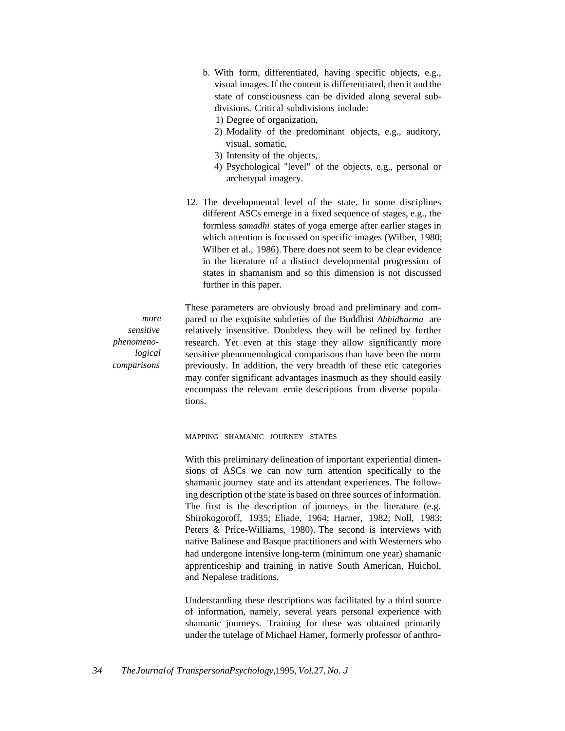b. With form, differentiated, having specific objects, e.g., visual images. If the content is differentiated, then it and the state of consciousness can be divided along several subdivisions. Critical subdivisions include:
   1) Degree of organization,
   2) Modality of the predominant objects, e.g., auditory, visual, somatic,
   3) Intensity of the objects,
   4) Psychological "level" of the objects, e.g., personal or archetypal imagery.

12. The developmental level of the state. In some disciplines different ASCs emerge in a fixed sequence of stages, e.g., the formless *samadhi* states of yoga emerge after earlier stages in which attention is focussed on specific images (Wilber, 1980; Wilber et al., 1986). There does not seem to be clear evidence in the literature of a distinct developmental progression of states in shamanism and so this dimension is not discussed further in this paper.

*more sensitive phenomenological comparisons*

These parameters are obviously broad and preliminary and compared to the exquisite subtleties of the Buddhist *Abhidharma* are relatively insensitive. Doubtless they will be refined by further research. Yet even at this stage they allow significantly more sensitive phenomenological comparisons than have been the norm previously. In addition, the very breadth of these etic categories may confer significant advantages inasmuch as they should easily encompass the relevant ernie descriptions from diverse populations.

## MAPPING SHAMANIC JOURNEY STATES

With this preliminary delineation of important experiential dimensions of ASCs we can now turn attention specifically to the shamanic journey state and its attendant experiences. The following description of the state is based on three sources of information. The first is the description of journeys in the literature (e.g. Shirokogoroff, 1935; Eliade, 1964; Harner, 1982; Noll, 1983; Peters & Price-Williams, 1980). The second is interviews with native Balinese and Basque practitioners and with Westerners who had undergone intensive long-term (minimum one year) shamanic apprenticeship and training in native South American, Huichol, and Nepalese traditions.

Understanding these descriptions was facilitated by a third source of information, namely, several years personal experience with shamanic journeys. Training for these was obtained primarily under the tutelage of Michael Hamer, formerly professor of anthro-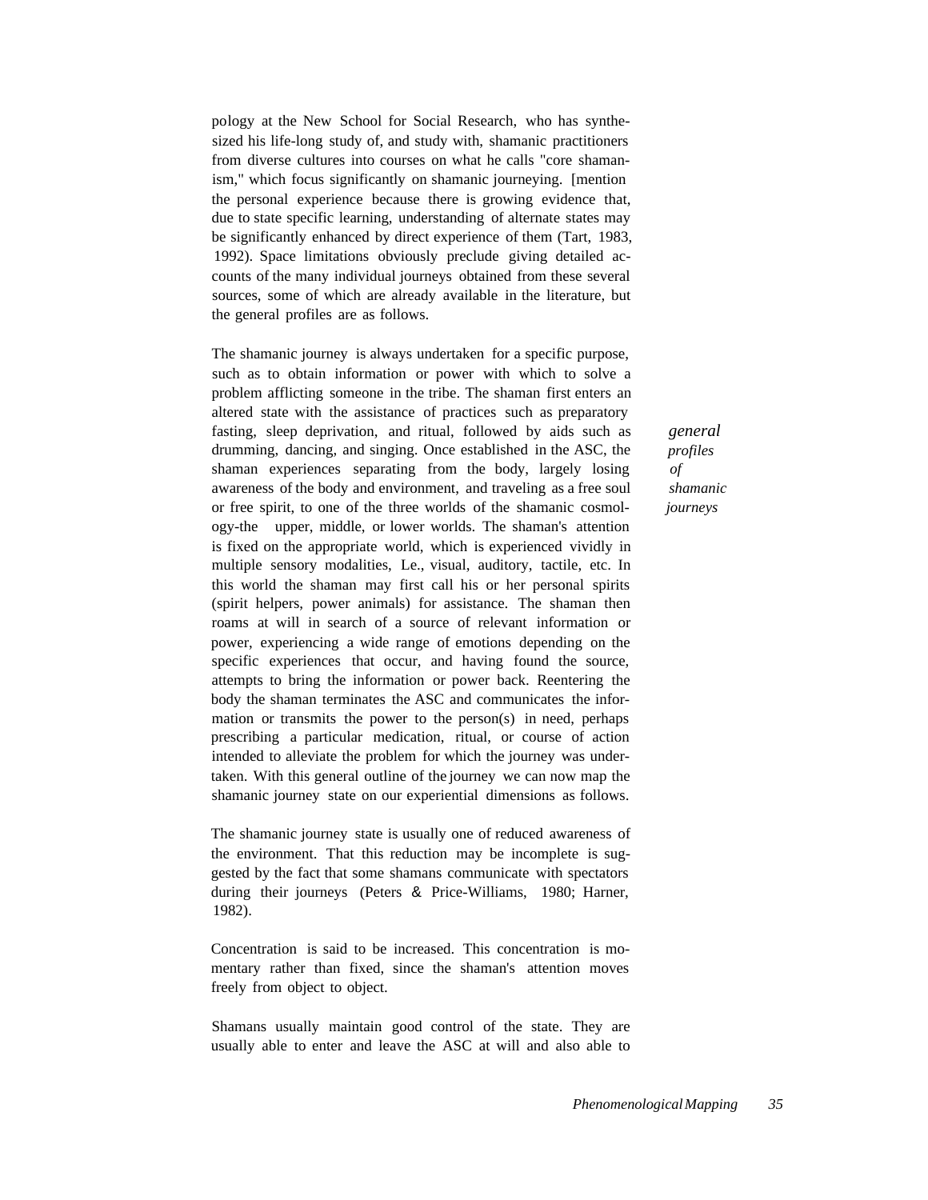pology at the New School for Social Research, who has synthesized his life-long study of, and study with, shamanic practitioners from diverse cultures into courses on what he calls "core shamanism," which focus significantly on shamanic journeying. [mention the personal experience because there is growing evidence that, due to state specific learning, understanding of alternate states may be significantly enhanced by direct experience of them (Tart, 1983, 1992). Space limitations obviously preclude giving detailed accounts of the many individual journeys obtained from these several sources, some of which are already available in the literature, but the general profiles are as follows.

*general profiles of shamanic journeys*

The shamanic journey is always undertaken for a specific purpose, such as to obtain information or power with which to solve a problem afflicting someone in the tribe. The shaman first enters an altered state with the assistance of practices such as preparatory fasting, sleep deprivation, and ritual, followed by aids such as drumming, dancing, and singing. Once established in the ASC, the shaman experiences separating from the body, largely losing awareness of the body and environment, and traveling as a free soul or free spirit, to one of the three worlds of the shamanic cosmology-the upper, middle, or lower worlds. The shaman's attention is fixed on the appropriate world, which is experienced vividly in multiple sensory modalities, Le., visual, auditory, tactile, etc. In this world the shaman may first call his or her personal spirits (spirit helpers, power animals) for assistance. The shaman then roams at will in search of a source of relevant information or power, experiencing a wide range of emotions depending on the specific experiences that occur, and having found the source, attempts to bring the information or power back. Reentering the body the shaman terminates the ASC and communicates the information or transmits the power to the person(s) in need, perhaps prescribing a particular medication, ritual, or course of action intended to alleviate the problem for which the journey was undertaken. With this general outline of the journey we can now map the shamanic journey state on our experiential dimensions as follows.

The shamanic journey state is usually one of reduced awareness of the environment. That this reduction may be incomplete is suggested by the fact that some shamans communicate with spectators during their journeys (Peters & Price-Williams, 1980; Harner, 1982).

Concentration is said to be increased. This concentration is momentary rather than fixed, since the shaman's attention moves freely from object to object.

Shamans usually maintain good control of the state. They are usually able to enter and leave the ASC at will and also able to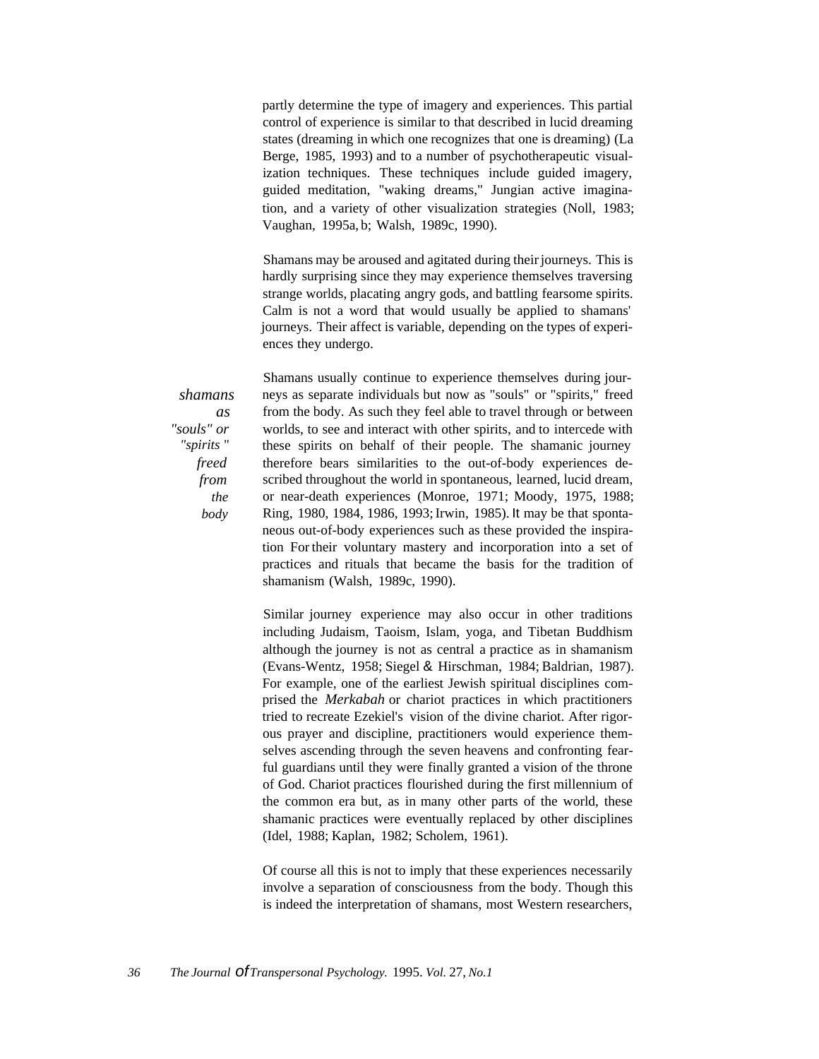partly determine the type of imagery and experiences. This partial control of experience is similar to that described in lucid dreaming states (dreaming in which one recognizes that one is dreaming) (La Berge, 1985, 1993) and to a number of psychotherapeutic visualization techniques. These techniques include guided imagery, guided meditation, "waking dreams," Jungian active imagination, and a variety of other visualization strategies (Noll, 1983; Vaughan, 1995a, b; Walsh, 1989c, 1990).

Shamans may be aroused and agitated during their journeys. This is hardly surprising since they may experience themselves traversing strange worlds, placating angry gods, and battling fearsome spirits. Calm is not a word that would usually be applied to shamans' journeys. Their affect is variable, depending on the types of experiences they undergo.

*shamans as "souls" or "spirits" freed from the body*

Shamans usually continue to experience themselves during journeys as separate individuals but now as "souls" or "spirits," freed from the body. As such they feel able to travel through or between worlds, to see and interact with other spirits, and to intercede with these spirits on behalf of their people. The shamanic journey therefore bears similarities to the out-of-body experiences described throughout the world in spontaneous, learned, lucid dream, or near-death experiences (Monroe, 1971; Moody, 1975, 1988; Ring, 1980, 1984, 1986, 1993; Irwin, 1985). It may be that spontaneous out-of-body experiences such as these provided the inspiration For their voluntary mastery and incorporation into a set of practices and rituals that became the basis for the tradition of shamanism (Walsh, 1989c, 1990).

Similar journey experience may also occur in other traditions including Judaism, Taoism, Islam, yoga, and Tibetan Buddhism although the journey is not as central a practice as in shamanism (Evans-Wentz, 1958; Siegel & Hirschman, 1984; Baldrian, 1987). For example, one of the earliest Jewish spiritual disciplines comprised the *Merkabah* or chariot practices in which practitioners tried to recreate Ezekiel's vision of the divine chariot. After rigorous prayer and discipline, practitioners would experience themselves ascending through the seven heavens and confronting fearful guardians until they were finally granted a vision of the throne of God. Chariot practices flourished during the first millennium of the common era but, as in many other parts of the world, these shamanic practices were eventually replaced by other disciplines (Idel, 1988; Kaplan, 1982; Scholem, 1961).

Of course all this is not to imply that these experiences necessarily involve a separation of consciousness from the body. Though this is indeed the interpretation of shamans, most Western researchers,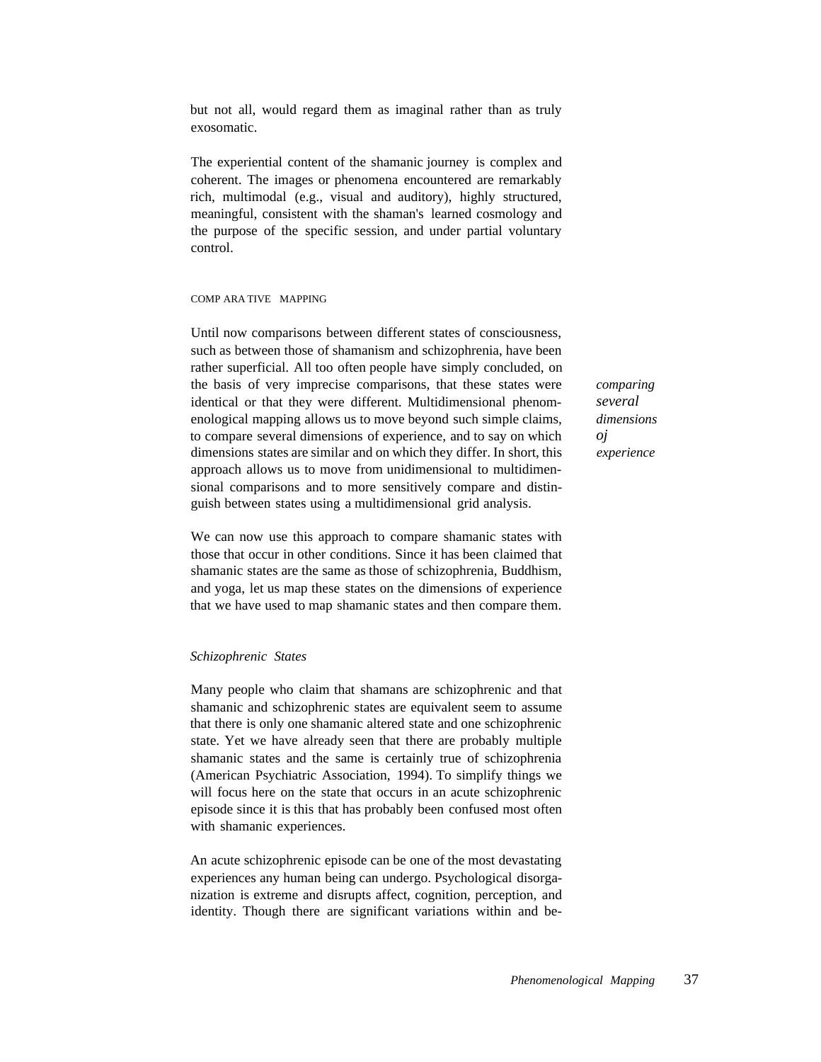but not all, would regard them as imaginal rather than as truly exosomatic.

The experiential content of the shamanic journey is complex and coherent. The images or phenomena encountered are remarkably rich, multimodal (e.g., visual and auditory), highly structured, meaningful, consistent with the shaman's learned cosmology and the purpose of the specific session, and under partial voluntary control.

### COMPARATIVE MAPPING

Until now comparisons between different states of consciousness, such as between those of shamanism and schizophrenia, have been rather superficial. All too often people have simply concluded, on the basis of very imprecise comparisons, that these states were identical or that they were different. Multidimensional phenomenological mapping allows us to move beyond such simple claims, to compare several dimensions of experience, and to say on which dimensions states are similar and on which they differ. In short, this approach allows us to move from unidimensional to multidimensional comparisons and to more sensitively compare and distinguish between states using a multidimensional grid analysis.

*comparing several dimensions oj experience*

We can now use this approach to compare shamanic states with those that occur in other conditions. Since it has been claimed that shamanic states are the same as those of schizophrenia, Buddhism, and yoga, let us map these states on the dimensions of experience that we have used to map shamanic states and then compare them.

#### *Schizophrenic States*

Many people who claim that shamans are schizophrenic and that shamanic and schizophrenic states are equivalent seem to assume that there is only one shamanic altered state and one schizophrenic state. Yet we have already seen that there are probably multiple shamanic states and the same is certainly true of schizophrenia (American Psychiatric Association, 1994). To simplify things we will focus here on the state that occurs in an acute schizophrenic episode since it is this that has probably been confused most often with shamanic experiences.

An acute schizophrenic episode can be one of the most devastating experiences any human being can undergo. Psychological disorganization is extreme and disrupts affect, cognition, perception, and identity. Though there are significant variations within and be-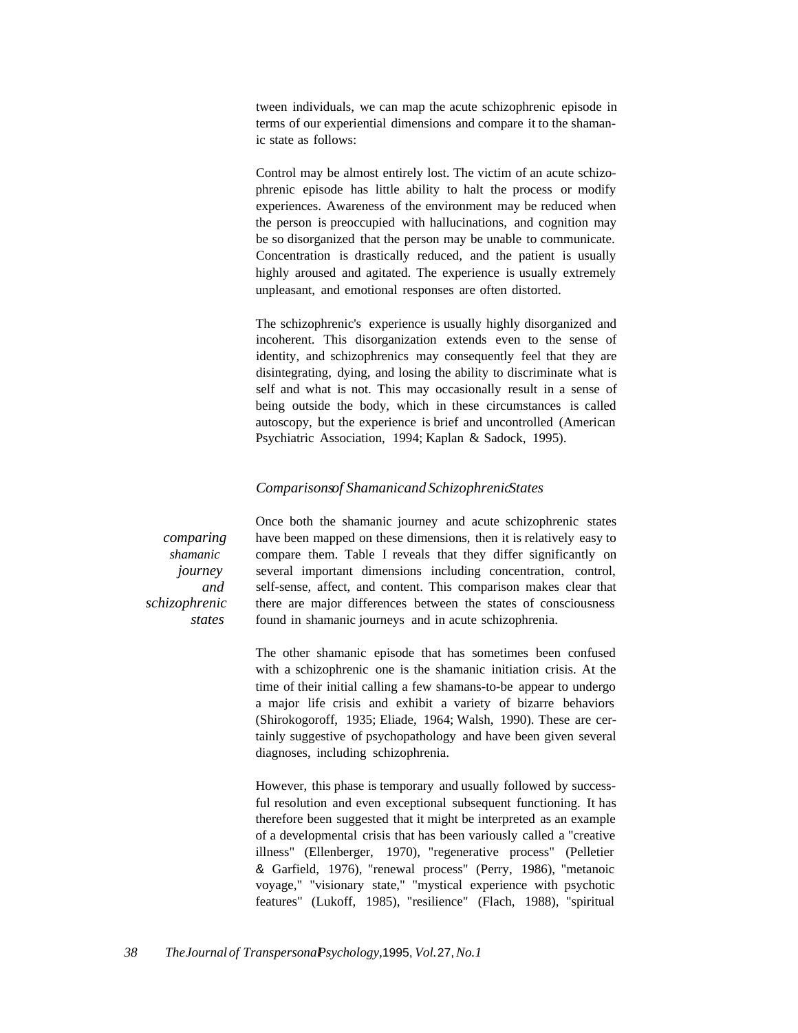tween individuals, we can map the acute schizophrenic episode in terms of our experiential dimensions and compare it to the shamanic state as follows:

Control may be almost entirely lost. The victim of an acute schizophrenic episode has little ability to halt the process or modify experiences. Awareness of the environment may be reduced when the person is preoccupied with hallucinations, and cognition may be so disorganized that the person may be unable to communicate. Concentration is drastically reduced, and the patient is usually highly aroused and agitated. The experience is usually extremely unpleasant, and emotional responses are often distorted.

The schizophrenic's experience is usually highly disorganized and incoherent. This disorganization extends even to the sense of identity, and schizophrenics may consequently feel that they are disintegrating, dying, and losing the ability to discriminate what is self and what is not. This may occasionally result in a sense of being outside the body, which in these circumstances is called autoscopy, but the experience is brief and uncontrolled (American Psychiatric Association, 1994; Kaplan & Sadock, 1995).

### *Comparisons of Shamanic and Schizophrenic States*

*comparing shamanic journey and schizophrenic states*

Once both the shamanic journey and acute schizophrenic states have been mapped on these dimensions, then it is relatively easy to compare them. Table I reveals that they differ significantly on several important dimensions including concentration, control, self-sense, affect, and content. This comparison makes clear that there are major differences between the states of consciousness found in shamanic journeys and in acute schizophrenia.

The other shamanic episode that has sometimes been confused with a schizophrenic one is the shamanic initiation crisis. At the time of their initial calling a few shamans-to-be appear to undergo a major life crisis and exhibit a variety of bizarre behaviors (Shirokogoroff, 1935; Eliade, 1964; Walsh, 1990). These are certainly suggestive of psychopathology and have been given several diagnoses, including schizophrenia.

However, this phase is temporary and usually followed by successful resolution and even exceptional subsequent functioning. It has therefore been suggested that it might be interpreted as an example of a developmental crisis that has been variously called a "creative illness" (Ellenberger, 1970), "regenerative process" (Pelletier & Garfield, 1976), "renewal process" (Perry, 1986), "metanoic voyage," "visionary state," "mystical experience with psychotic features" (Lukoff, 1985), "resilience" (Flach, 1988), "spiritual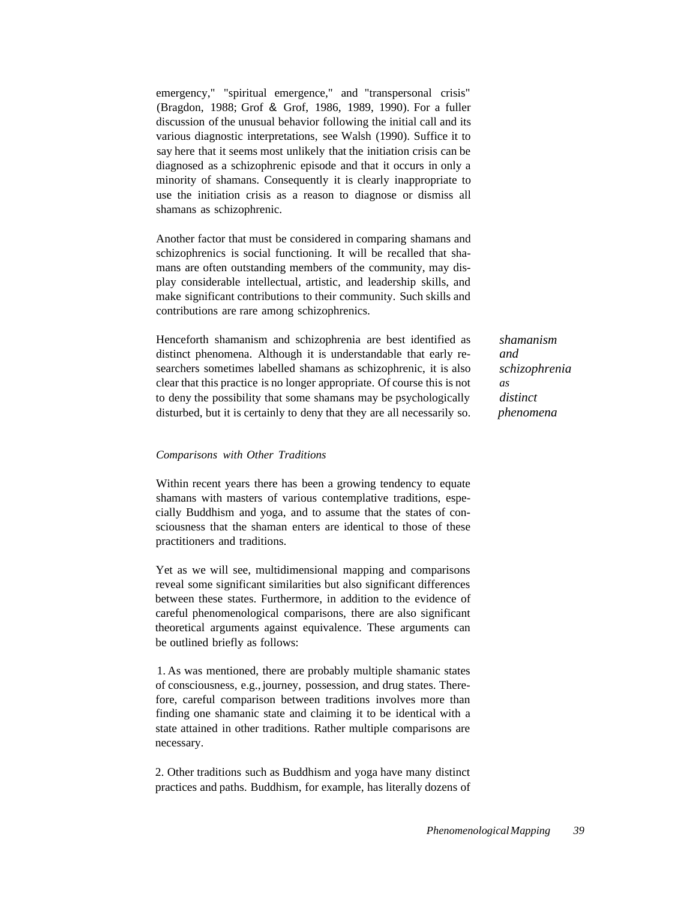emergency," "spiritual emergence," and "transpersonal crisis" (Bragdon, 1988; Grof & Grof, 1986, 1989, 1990). For a fuller discussion of the unusual behavior following the initial call and its various diagnostic interpretations, see Walsh (1990). Suffice it to say here that it seems most unlikely that the initiation crisis can be diagnosed as a schizophrenic episode and that it occurs in only a minority of shamans. Consequently it is clearly inappropriate to use the initiation crisis as a reason to diagnose or dismiss all shamans as schizophrenic.

Another factor that must be considered in comparing shamans and schizophrenics is social functioning. It will be recalled that shamans are often outstanding members of the community, may display considerable intellectual, artistic, and leadership skills, and make significant contributions to their community. Such skills and contributions are rare among schizophrenics.

*shamanism and schizophrenia as distinct phenomena*

Henceforth shamanism and schizophrenia are best identified as distinct phenomena. Although it is understandable that early researchers sometimes labelled shamans as schizophrenic, it is also clear that this practice is no longer appropriate. Of course this is not to deny the possibility that some shamans may be psychologically disturbed, but it is certainly to deny that they are all necessarily so.

### *Comparisons with Other Traditions*

Within recent years there has been a growing tendency to equate shamans with masters of various contemplative traditions, especially Buddhism and yoga, and to assume that the states of consciousness that the shaman enters are identical to those of these practitioners and traditions.

Yet as we will see, multidimensional mapping and comparisons reveal some significant similarities but also significant differences between these states. Furthermore, in addition to the evidence of careful phenomenological comparisons, there are also significant theoretical arguments against equivalence. These arguments can be outlined briefly as follows:

1. As was mentioned, there are probably multiple shamanic states of consciousness, e.g., journey, possession, and drug states. Therefore, careful comparison between traditions involves more than finding one shamanic state and claiming it to be identical with a state attained in other traditions. Rather multiple comparisons are necessary.

2. Other traditions such as Buddhism and yoga have many distinct practices and paths. Buddhism, for example, has literally dozens of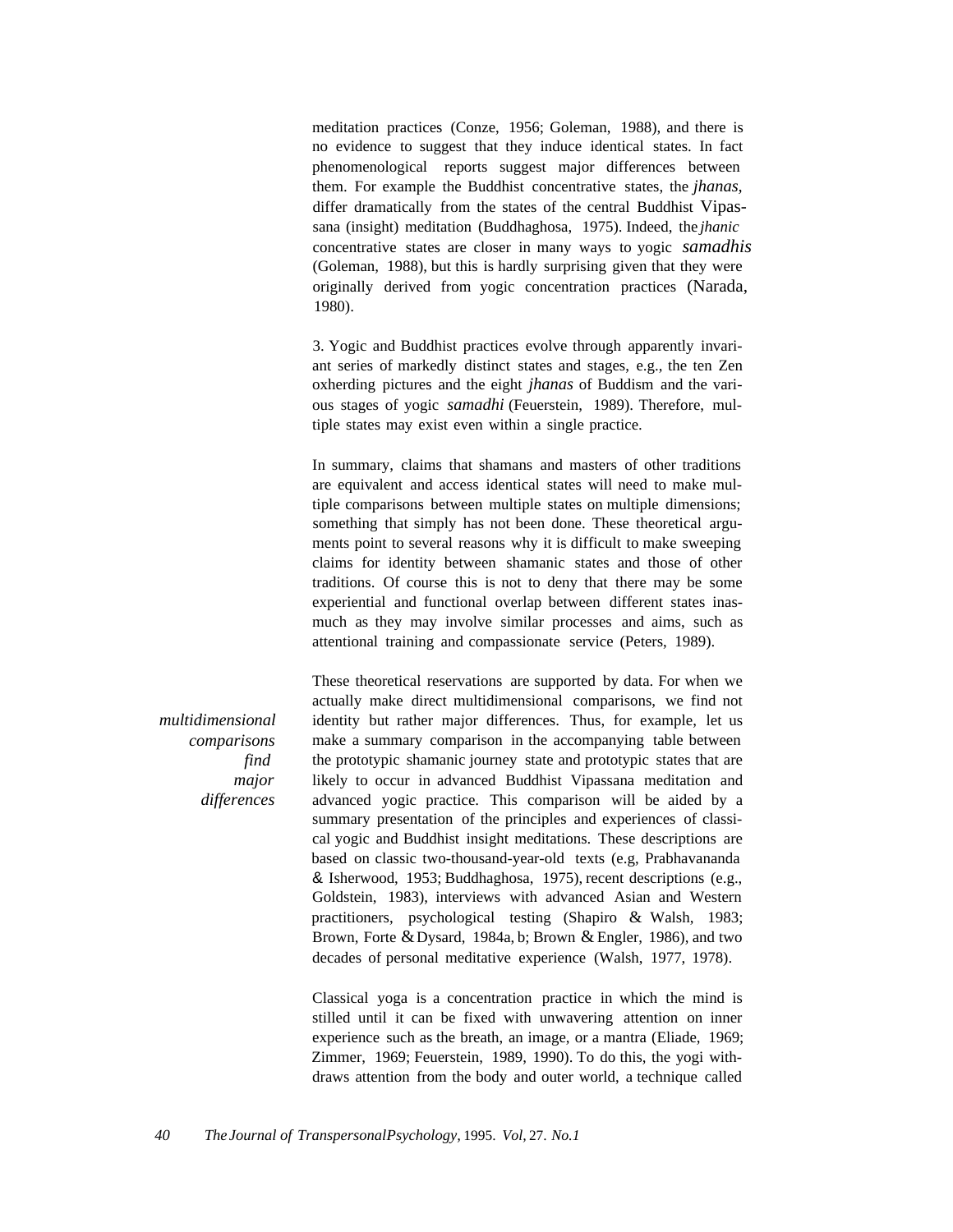meditation practices (Conze, 1956; Goleman, 1988), and there is no evidence to suggest that they induce identical states. In fact phenomenological reports suggest major differences between them. For example the Buddhist concentrative states, the *jhanas*, differ dramatically from the states of the central Buddhist Vipassana (insight) meditation (Buddhaghosa, 1975). Indeed, the *jhanic* concentrative states are closer in many ways to yogic *samadhis* (Goleman, 1988), but this is hardly surprising given that they were originally derived from yogic concentration practices (Narada, 1980).

3. Yogic and Buddhist practices evolve through apparently invariant series of markedly distinct states and stages, e.g., the ten Zen oxherding pictures and the eight *jhanas* of Buddhism and the various stages of yogic *samadhi* (Feuerstein, 1989). Therefore, multiple states may exist even within a single practice.

In summary, claims that shamans and masters of other traditions are equivalent and access identical states will need to make multiple comparisons between multiple states on multiple dimensions; something that simply has not been done. These theoretical arguments point to several reasons why it is difficult to make sweeping claims for identity between shamanic states and those of other traditions. Of course this is not to deny that there may be some experiential and functional overlap between different states inasmuch as they may involve similar processes and aims, such as attentional training and compassionate service (Peters, 1989).

*multidimensional comparisons find major differences*

These theoretical reservations are supported by data. For when we actually make direct multidimensional comparisons, we find not identity but rather major differences. Thus, for example, let us make a summary comparison in the accompanying table between the prototypic shamanic journey state and prototypic states that are likely to occur in advanced Buddhist Vipassana meditation and advanced yogic practice. This comparison will be aided by a summary presentation of the principles and experiences of classical yogic and Buddhist insight meditations. These descriptions are based on classic two-thousand-year-old texts (e.g, Prabhavananda & Isherwood, 1953; Buddhaghosa, 1975), recent descriptions (e.g., Goldstein, 1983), interviews with advanced Asian and Western practitioners, psychological testing (Shapiro & Walsh, 1983; Brown, Forte & Dysard, 1984a, b; Brown & Engler, 1986), and two decades of personal meditative experience (Walsh, 1977, 1978).

Classical yoga is a concentration practice in which the mind is stilled until it can be fixed with unwavering attention on inner experience such as the breath, an image, or a mantra (Eliade, 1969; Zimmer, 1969; Feuerstein, 1989, 1990). To do this, the yogi withdraws attention from the body and outer world, a technique called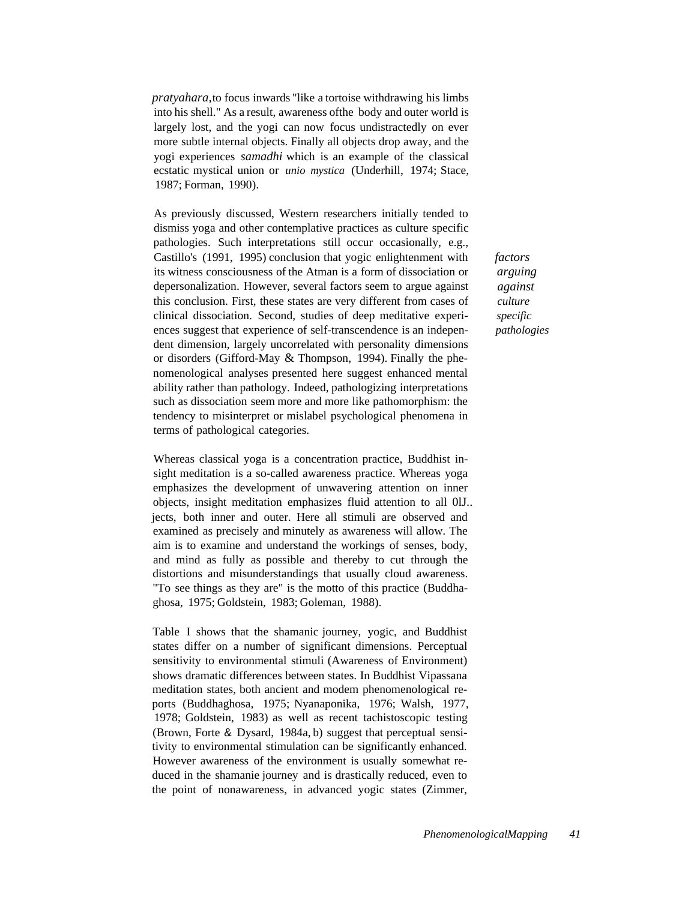*pratyahara*, to focus inwards "like a tortoise withdrawing his limbs into his shell." As a result, awareness of the body and outer world is largely lost, and the yogi can now focus undistractedly on ever more subtle internal objects. Finally all objects drop away, and the yogi experiences *samadhi* which is an example of the classical ecstatic mystical union or *unio mystica* (Underhill, 1974; Stace, 1987; Forman, 1990).

*factors arguing against culture specific pathologies*

As previously discussed, Western researchers initially tended to dismiss yoga and other contemplative practices as culture specific pathologies. Such interpretations still occur occasionally, e.g., Castillo's (1991, 1995) conclusion that yogic enlightenment with its witness consciousness of the Atman is a form of dissociation or depersonalization. However, several factors seem to argue against this conclusion. First, these states are very different from cases of clinical dissociation. Second, studies of deep meditative experiences suggest that experience of self-transcendence is an independent dimension, largely uncorrelated with personality dimensions or disorders (Gifford-May & Thompson, 1994). Finally the phenomenological analyses presented here suggest enhanced mental ability rather than pathology. Indeed, pathologizing interpretations such as dissociation seem more and more like pathomorphism: the tendency to misinterpret or mislabel psychological phenomena in terms of pathological categories.

Whereas classical yoga is a concentration practice, Buddhist insight meditation is a so-called awareness practice. Whereas yoga emphasizes the development of unwavering attention on inner objects, insight meditation emphasizes fluid attention to all 0lJ.. jects, both inner and outer. Here all stimuli are observed and examined as precisely and minutely as awareness will allow. The aim is to examine and understand the workings of senses, body, and mind as fully as possible and thereby to cut through the distortions and misunderstandings that usually cloud awareness. "To see things as they are" is the motto of this practice (Buddhaghosa, 1975; Goldstein, 1983; Goleman, 1988).

Table I shows that the shamanic journey, yogic, and Buddhist states differ on a number of significant dimensions. Perceptual sensitivity to environmental stimuli (Awareness of Environment) shows dramatic differences between states. In Buddhist Vipassana meditation states, both ancient and modem phenomenological reports (Buddhaghosa, 1975; Nyanaponika, 1976; Walsh, 1977, 1978; Goldstein, 1983) as well as recent tachistoscopic testing (Brown, Forte & Dysard, 1984a, b) suggest that perceptual sensitivity to environmental stimulation can be significantly enhanced. However awareness of the environment is usually somewhat reduced in the shamanie journey and is drastically reduced, even to the point of nonawareness, in advanced yogic states (Zimmer,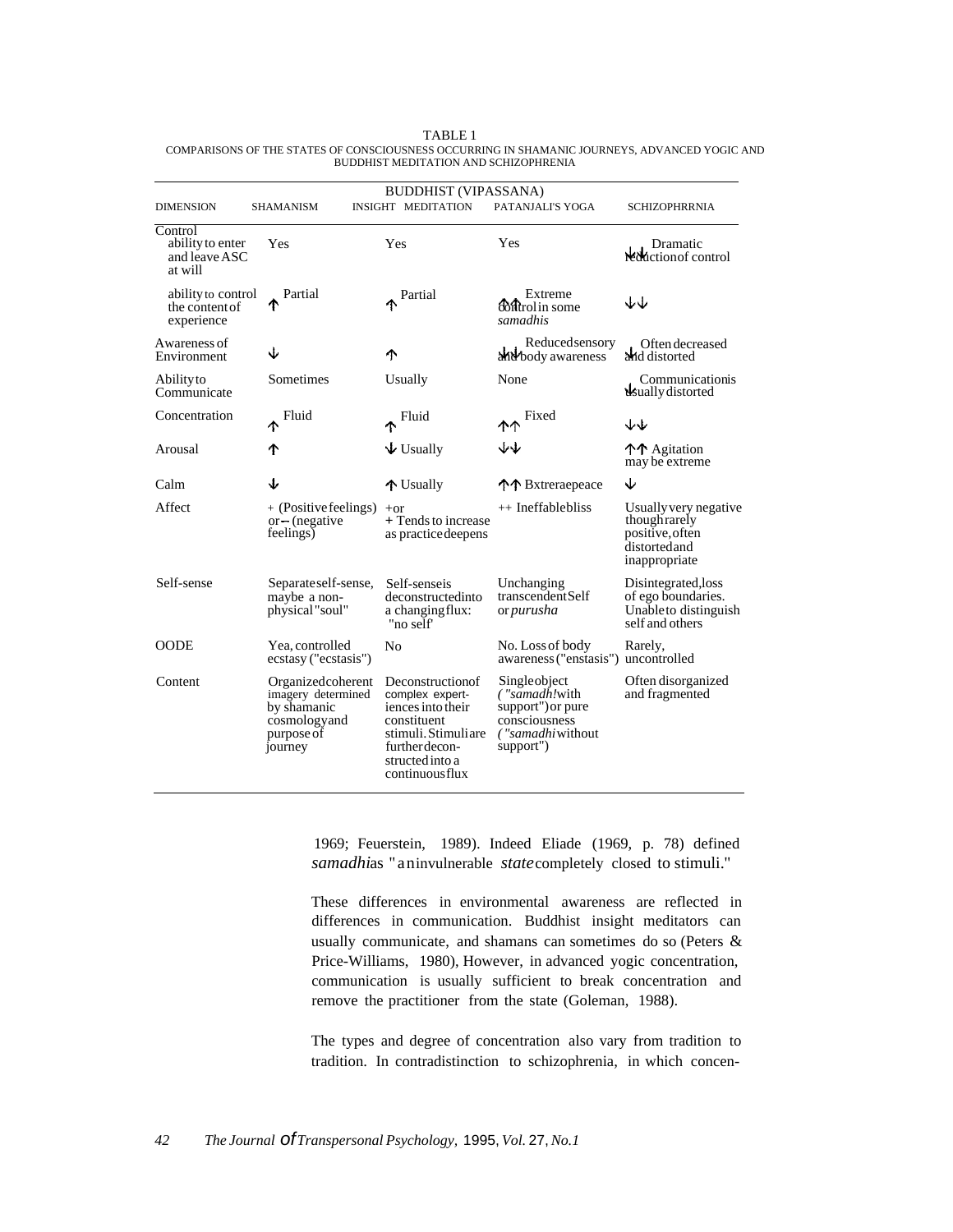TABLE 1

COMPARISONS OF THE STATES OF CONSCIOUSNESS OCCURRING IN SHAMANIC JOURNEYS, ADVANCED YOGIC AND BUDDHIST MEDITATION AND SCHIZOPHRENIA

| DIMENSION | SHAMANISM | BUDDHIST (VIPASSANA) INSIGHT MEDITATION | PATANJALI'S YOGA | SCHIZOPHRRNIA |
|---|---|---|---|---|
| **Control** | | | | |
| ability to enter and leave ASC at will | Yes | Yes | Yes | ↓↓ Dramatic reduction of control |
| ability to control the content of experience | ↑ Partial | ↑ Partial | ↑↑ Extreme control in some *samadhis* | ↓↓ |
| Awareness of Environment | ↓ | ↑ | ↓↓ Reduced sensory and body awareness | ↓ Often decreased and distorted |
| Ability to Communicate | Sometimes | Usually | None | ↓ Communication is usually distorted |
| Concentration | ↑ Fluid | ↑ Fluid | ↑↑ Fixed | ↓↓ |
| Arousal | ↑ | ↓ Usually | ↓↓ | ↑↑ Agitation may be extreme |
| Calm | ↓ | ↑ Usually | ↑↑ Bxtreraepeace | ↓ |
| Affect | + (Positive feelings) or – (negative feelings) | +or + Tends to increase as practice deepens | ++ Ineffable bliss | Usually very negative though rarely positive, often distorted and inappropriate |
| Self-sense | Separate self-sense, maybe a non-physical "soul" | Self-sense is deconstructed into a changing flux: "no self' | Unchanging transcendent Self or *purusha* | Disintegrated, loss of ego boundaries. Unable to distinguish self and others |
| OODE | Yea, controlled ecstasy ("ecstasis") | No | No. Loss of body awareness ("enstasis") | Rarely, uncontrolled |
| Content | Organized coherent imagery determined by shamanic cosmology and purpose of journey | Deconstruction of complex experiences into their constituent stimuli. Stimuli are further deconstructed into a continuous flux | Single object (*"samadh!* with support") or pure consciousness (*"samadhi* without support") | Often disorganized and fragmented |

1969; Feuerstein, 1989). Indeed Eliade (1969, p. 78) defined *samadhi* as "an invulnerable *state* completely closed to stimuli."

These differences in environmental awareness are reflected in differences in communication. Buddhist insight meditators can usually communicate, and shamans can sometimes do so (Peters & Price-Williams, 1980), However, in advanced yogic concentration, communication is usually sufficient to break concentration and remove the practitioner from the state (Goleman, 1988).

The types and degree of concentration also vary from tradition to tradition. In contradistinction to schizophrenia, in which concen-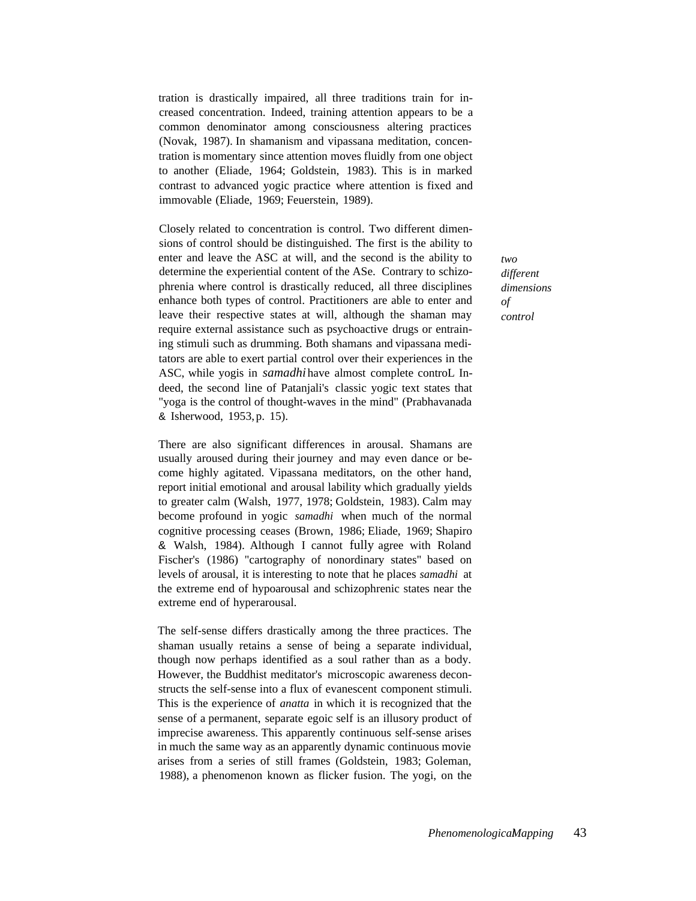tration is drastically impaired, all three traditions train for increased concentration. Indeed, training attention appears to be a common denominator among consciousness altering practices (Novak, 1987). In shamanism and vipassana meditation, concentration is momentary since attention moves fluidly from one object to another (Eliade, 1964; Goldstein, 1983). This is in marked contrast to advanced yogic practice where attention is fixed and immovable (Eliade, 1969; Feuerstein, 1989).

*two different dimensions of control*

Closely related to concentration is control. Two different dimensions of control should be distinguished. The first is the ability to enter and leave the ASC at will, and the second is the ability to determine the experiential content of the ASe. Contrary to schizophrenia where control is drastically reduced, all three disciplines enhance both types of control. Practitioners are able to enter and leave their respective states at will, although the shaman may require external assistance such as psychoactive drugs or entraining stimuli such as drumming. Both shamans and vipassana meditators are able to exert partial control over their experiences in the ASC, while yogis in *samadhi* have almost complete controL Indeed, the second line of Patanjali's classic yogic text states that "yoga is the control of thought-waves in the mind" (Prabhavanada & Isherwood, 1953, p. 15).

There are also significant differences in arousal. Shamans are usually aroused during their journey and may even dance or become highly agitated. Vipassana meditators, on the other hand, report initial emotional and arousal lability which gradually yields to greater calm (Walsh, 1977, 1978; Goldstein, 1983). Calm may become profound in yogic *samadhi* when much of the normal cognitive processing ceases (Brown, 1986; Eliade, 1969; Shapiro & Walsh, 1984). Although I cannot fully agree with Roland Fischer's (1986) "cartography of nonordinary states" based on levels of arousal, it is interesting to note that he places *samadhi* at the extreme end of hypoarousal and schizophrenic states near the extreme end of hyperarousal.

The self-sense differs drastically among the three practices. The shaman usually retains a sense of being a separate individual, though now perhaps identified as a soul rather than as a body. However, the Buddhist meditator's microscopic awareness deconstructs the self-sense into a flux of evanescent component stimuli. This is the experience of *anatta* in which it is recognized that the sense of a permanent, separate egoic self is an illusory product of imprecise awareness. This apparently continuous self-sense arises in much the same way as an apparently dynamic continuous movie arises from a series of still frames (Goldstein, 1983; Goleman, 1988), a phenomenon known as flicker fusion. The yogi, on the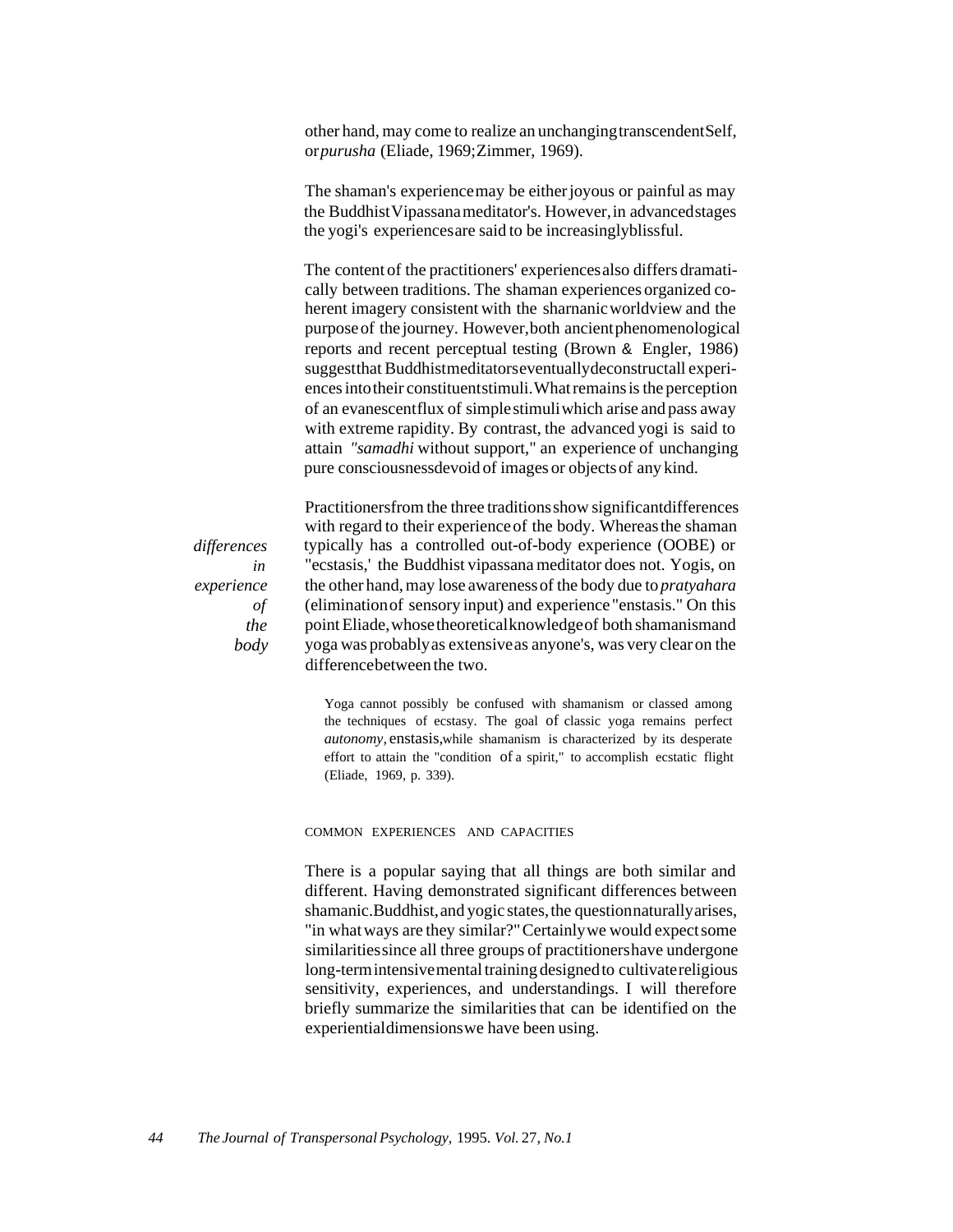other hand, may come to realize an unchanging transcendent Self, or *purusha* (Eliade, 1969; Zimmer, 1969).

The shaman's experience may be either joyous or painful as may the Buddhist Vipassana meditator's. However, in advanced stages the yogi's experiences are said to be increasingly blissful.

The content of the practitioners' experiences also differs dramatically between traditions. The shaman experiences organized coherent imagery consistent with the sharnanic worldview and the purpose of the journey. However, both ancient phenomenological reports and recent perceptual testing (Brown & Engler, 1986) suggest that Buddhist meditators eventually deconstruct all experiences into their constituent stimuli. What remains is the perception of an evanescent flux of simple stimuli which arise and pass away with extreme rapidity. By contrast, the advanced yogi is said to attain *"samadhi* without support," an experience of unchanging pure consciousness devoid of images or objects of any kind.

*differences in experience of the body*

Practitioners from the three traditions show significant differences with regard to their experience of the body. Whereas the shaman typically has a controlled out-of-body experience (OOBE) or "ecstasis,' the Buddhist vipassana meditator does not. Yogis, on the other hand, may lose awareness of the body due to *pratyahara* (elimination of sensory input) and experience "enstasis." On this point Eliade, whose theoretical knowledge of both shamanism and yoga was probably as extensive as anyone's, was very clear on the difference between the two.

> Yoga cannot possibly be confused with shamanism or classed among the techniques of ecstasy. The goal of classic yoga remains perfect *autonomy*, enstasis, while shamanism is characterized by its desperate effort to attain the "condition of a spirit," to accomplish ecstatic flight (Eliade, 1969, p. 339).

## COMMON EXPERIENCES AND CAPACITIES

There is a popular saying that all things are both similar and different. Having demonstrated significant differences between shamanic. Buddhist, and yogic states, the question naturally arises, "in what ways are they similar?" Certainly we would expect some similarities since all three groups of practitioners have undergone long-term intensive mental training designed to cultivate religious sensitivity, experiences, and understandings. I will therefore briefly summarize the similarities that can be identified on the experiential dimensions we have been using.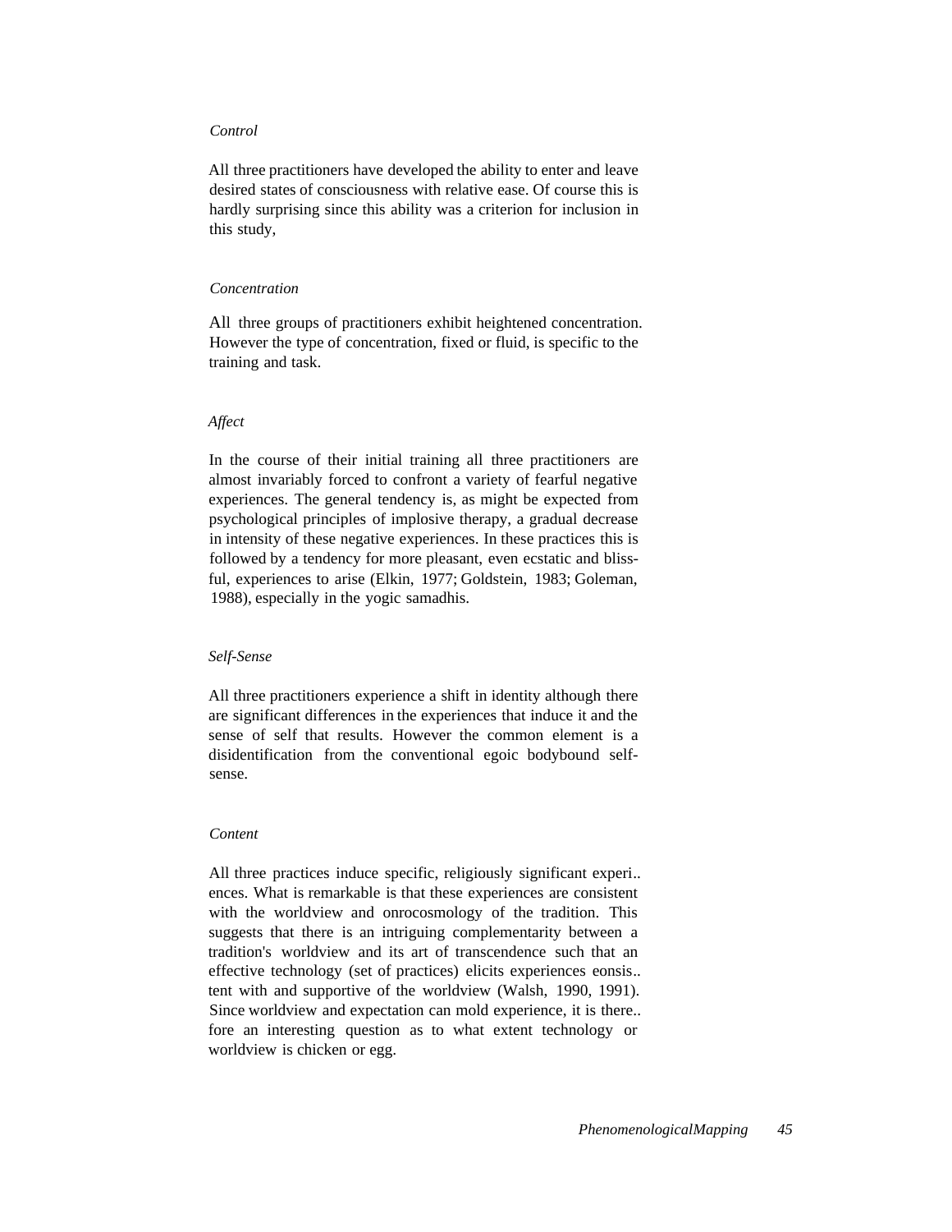*Control*

All three practitioners have developed the ability to enter and leave desired states of consciousness with relative ease. Of course this is hardly surprising since this ability was a criterion for inclusion in this study,

*Concentration*

All three groups of practitioners exhibit heightened concentration. However the type of concentration, fixed or fluid, is specific to the training and task.

*Affect*

In the course of their initial training all three practitioners are almost invariably forced to confront a variety of fearful negative experiences. The general tendency is, as might be expected from psychological principles of implosive therapy, a gradual decrease in intensity of these negative experiences. In these practices this is followed by a tendency for more pleasant, even ecstatic and blissful, experiences to arise (Elkin, 1977; Goldstein, 1983; Goleman, 1988), especially in the yogic samadhis.

*Self-Sense*

All three practitioners experience a shift in identity although there are significant differences in the experiences that induce it and the sense of self that results. However the common element is a disidentification from the conventional egoic bodybound self-sense.

*Content*

All three practices induce specific, religiously significant experiences. What is remarkable is that these experiences are consistent with the worldview and onrocosmology of the tradition. This suggests that there is an intriguing complementarity between a tradition's worldview and its art of transcendence such that an effective technology (set of practices) elicits experiences consistent with and supportive of the worldview (Walsh, 1990, 1991). Since worldview and expectation can mold experience, it is therefore an interesting question as to what extent technology or worldview is chicken or egg.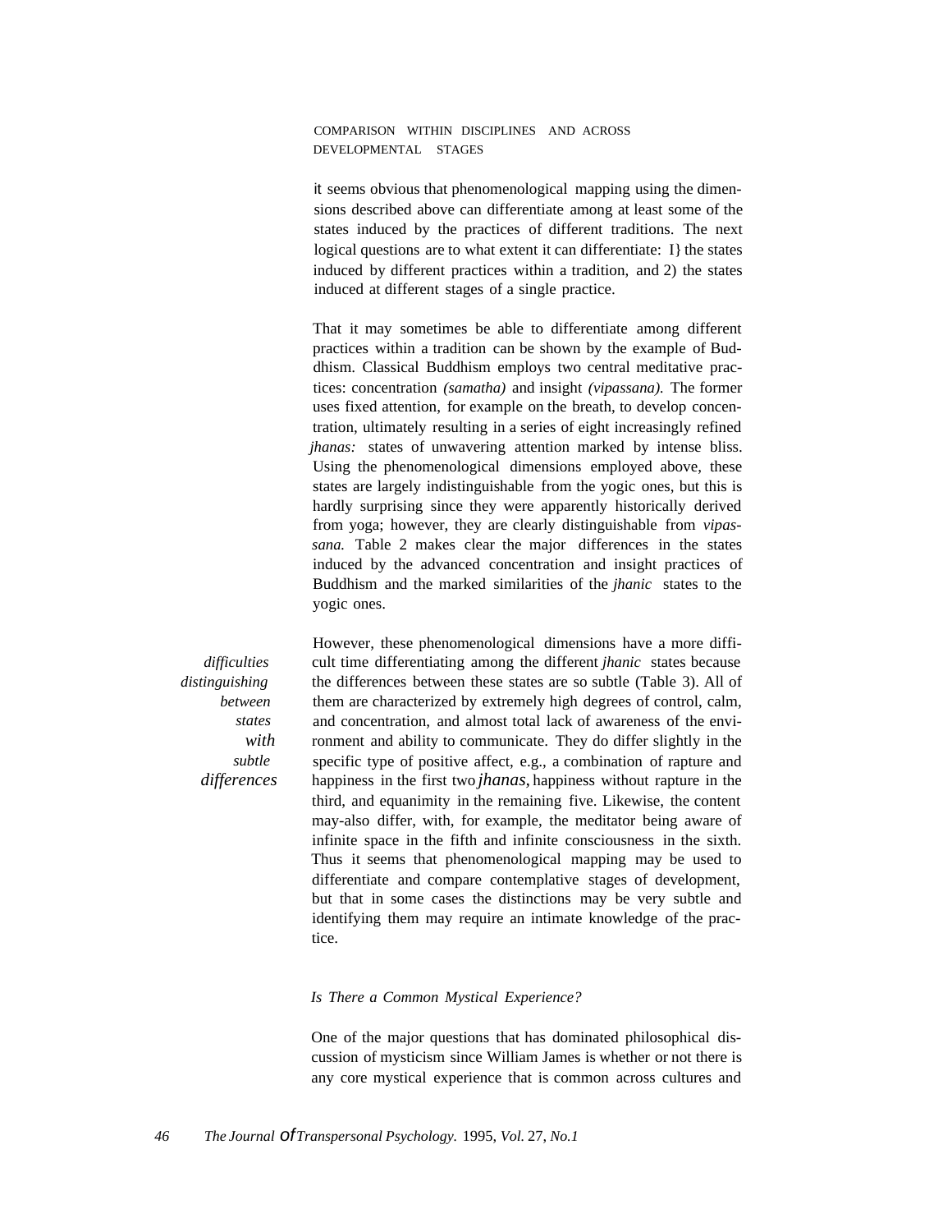COMPARISON WITHIN DISCIPLINES AND ACROSS DEVELOPMENTAL STAGES

it seems obvious that phenomenological mapping using the dimensions described above can differentiate among at least some of the states induced by the practices of different traditions. The next logical questions are to what extent it can differentiate: I} the states induced by different practices within a tradition, and 2) the states induced at different stages of a single practice.

That it may sometimes be able to differentiate among different practices within a tradition can be shown by the example of Buddhism. Classical Buddhism employs two central meditative practices: concentration *(samatha)* and insight *(vipassana).* The former uses fixed attention, for example on the breath, to develop concentration, ultimately resulting in a series of eight increasingly refined *jhanas:* states of unwavering attention marked by intense bliss. Using the phenomenological dimensions employed above, these states are largely indistinguishable from the yogic ones, but this is hardly surprising since they were apparently historically derived from yoga; however, they are clearly distinguishable from *vipassana.* Table 2 makes clear the major differences in the states induced by the advanced concentration and insight practices of Buddhism and the marked similarities of the *jhanic* states to the yogic ones.

*difficulties distinguishing between states with subtle differences*

However, these phenomenological dimensions have a more difficult time differentiating among the different *jhanic* states because the differences between these states are so subtle (Table 3). All of them are characterized by extremely high degrees of control, calm, and concentration, and almost total lack of awareness of the environment and ability to communicate. They do differ slightly in the specific type of positive affect, e.g., a combination of rapture and happiness in the first two *jhanas*, happiness without rapture in the third, and equanimity in the remaining five. Likewise, the content may-also differ, with, for example, the meditator being aware of infinite space in the fifth and infinite consciousness in the sixth. Thus it seems that phenomenological mapping may be used to differentiate and compare contemplative stages of development, but that in some cases the distinctions may be very subtle and identifying them may require an intimate knowledge of the practice.

*Is There a Common Mystical Experience?*

One of the major questions that has dominated philosophical discussion of mysticism since William James is whether or not there is any core mystical experience that is common across cultures and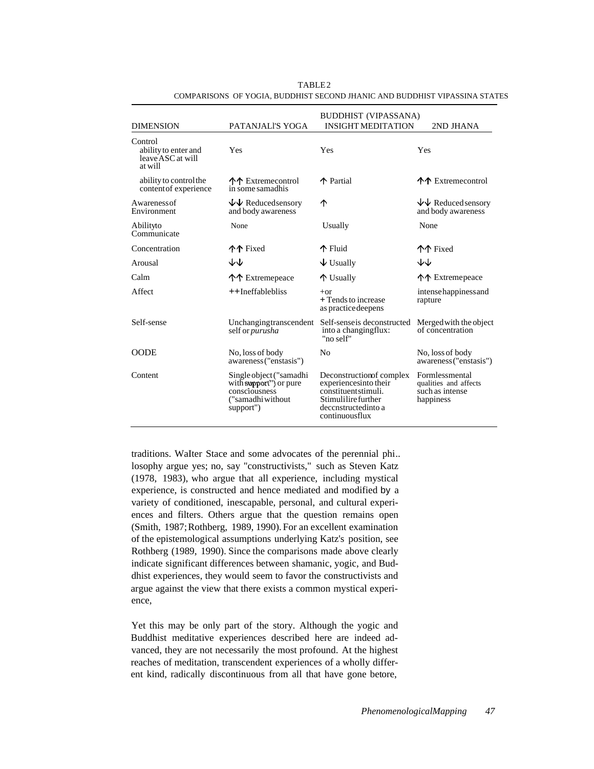TABLE 2
COMPARISONS OF YOGIA, BUDDHIST SECOND JHANIC AND BUDDHIST VIPASSINA STATES

| DIMENSION | PATANJALI'S YOGA | BUDDHIST (VIPASSANA) INSIGHT MEDITATION | 2ND JHANA |
|---|---|---|---|
| Control<br>ability to enter and leave ASC at will | Yes | Yes | Yes |
| ability to control the content of experience | ↑↑ Extreme control in some samadhis | ↑ Partial | ↑↑ Extreme control |
| Awareness of Environment | ↓↓ Reduced sensory and body awareness | ↑ | ↓↓ Reduced sensory and body awareness |
| Ability to Communicate | None | Usually | None |
| Concentration | ↑↑ Fixed | ↑ Fluid | ↑↑ Fixed |
| Arousal | ↓↓ | ↓ Usually | ↓↓ |
| Calm | ↑↑ Extreme peace | ↑ Usually | ↑↑ Extreme peace |
| Affect | ++ Ineffable bliss | + or<br>+ Tends to increase as practice deepens | intense happiness and rapture |
| Self-sense | Unchanging transcendent self or *purusha* | Self-sense is deconstructed into a changing flux: "no self" | Merged with the object of concentration |
| OODE | No, loss of body awareness ("enstasis") | No | No, loss of body awareness ("enstasis") |
| Content | Single object ("samadhi with support") or pure consciousness ("samadhi without support") | Deconstruction of complex experiences into their constituent stimuli. Stimuli are further deconstructed into a continuous flux | Formless mental qualities and affects such as intense happiness |

traditions. Walter Stace and some advocates of the perennial philosophy argue yes; no, say "constructivists," such as Steven Katz (1978, 1983), who argue that all experience, including mystical experience, is constructed and hence mediated and modified by a variety of conditioned, inescapable, personal, and cultural experiences and filters. Others argue that the question remains open (Smith, 1987; Rothberg, 1989, 1990). For an excellent examination of the epistemological assumptions underlying Katz's position, see Rothberg (1989, 1990). Since the comparisons made above clearly indicate significant differences between shamanic, yogic, and Buddhist experiences, they would seem to favor the constructivists and argue against the view that there exists a common mystical experience,

Yet this may be only part of the story. Although the yogic and Buddhist meditative experiences described here are indeed advanced, they are not necessarily the most profound. At the highest reaches of meditation, transcendent experiences of a wholly different kind, radically discontinuous from all that have gone before,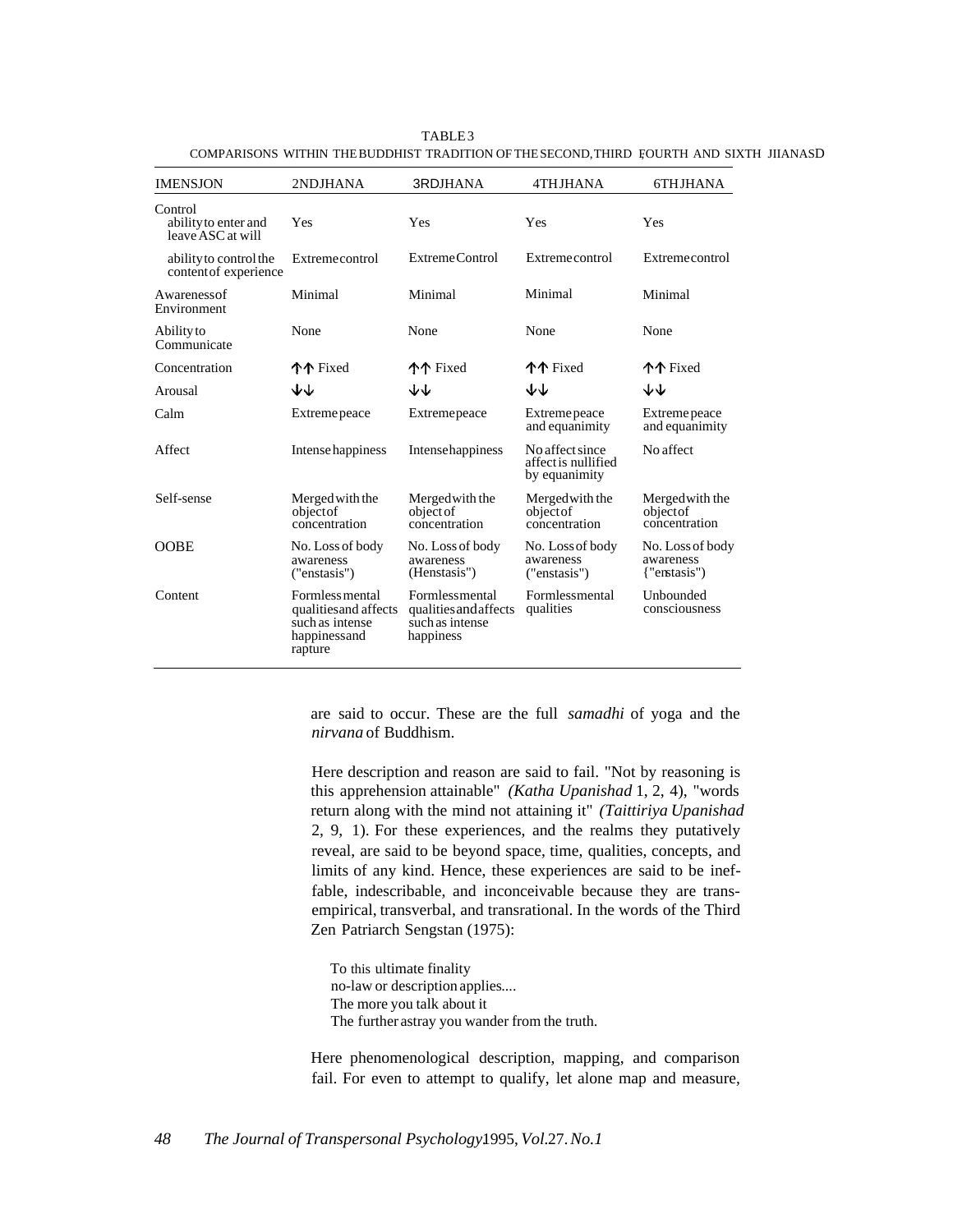TABLE 3

COMPARISONS WITHIN THE BUDDHIST TRADITION OF THE SECOND, THIRD, FOURTH AND SIXTH JHANAS

| DIMENSION | 2ND JHANA | 3RD JHANA | 4TH JHANA | 6TH JHANA |
|---|---|---|---|---|
| Control | | | | |
| ability to enter and leave ASC at will | Yes | Yes | Yes | Yes |
| ability to control the content of experience | Extreme control | Extreme Control | Extreme control | Extreme control |
| Awareness of Environment | Minimal | Minimal | Minimal | Minimal |
| Ability to Communicate | None | None | None | None |
| Concentration | ↑↑ Fixed | ↑↑ Fixed | ↑↑ Fixed | ↑↑ Fixed |
| Arousal | ↓↓ | ↓↓ | ↓↓ | ↓↓ |
| Calm | Extreme peace | Extreme peace | Extreme peace and equanimity | Extreme peace and equanimity |
| Affect | Intense happiness | Intense happiness | No affect since affect is nullified by equanimity | No affect |
| Self-sense | Merged with the object of concentration | Merged with the object of concentration | Merged with the object of concentration | Merged with the object of concentration |
| OOBE | No. Loss of body awareness ("enstasis") | No. Loss of body awareness ("enstasis") | No. Loss of body awareness ("enstasis") | No. Loss of body awareness ("enstasis") |
| Content | Formless mental qualities and affects such as intense happiness and rapture | Formless mental qualities and affects such as intense happiness | Formless mental qualities | Unbounded consciousness |

are said to occur. These are the full *samadhi* of yoga and the *nirvana* of Buddhism.

Here description and reason are said to fail. "Not by reasoning is this apprehension attainable" *(Katha Upanishad* 1, 2, 4), "words return along with the mind not attaining it" *(Taittiriya Upanishad* 2, 9, 1). For these experiences, and the realms they putatively reveal, are said to be beyond space, time, qualities, concepts, and limits of any kind. Hence, these experiences are said to be ineffable, indescribable, and inconceivable because they are transempirical, transverbal, and transrational. In the words of the Third Zen Patriarch Sengstan (1975):

> To this ultimate finality
> no-law or description applies....
> The more you talk about it
> The further astray you wander from the truth.

Here phenomenological description, mapping, and comparison fail. For even to attempt to qualify, let alone map and measure,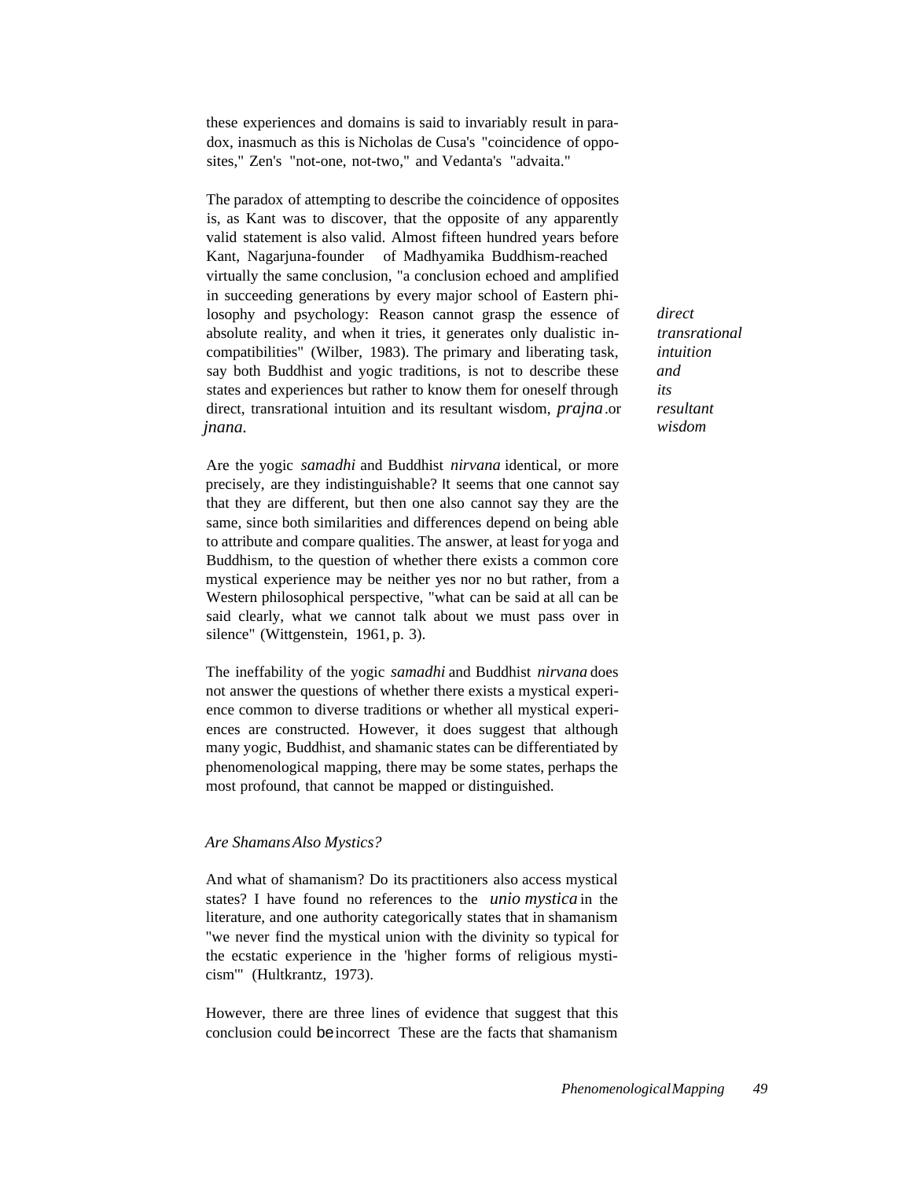these experiences and domains is said to invariably result in paradox, inasmuch as this is Nicholas de Cusa's "coincidence of opposites," Zen's "not-one, not-two," and Vedanta's "advaita."

The paradox of attempting to describe the coincidence of opposites is, as Kant was to discover, that the opposite of any apparently valid statement is also valid. Almost fifteen hundred years before Kant, Nagarjuna-founder of Madhyamika Buddhism-reached virtually the same conclusion, "a conclusion echoed and amplified in succeeding generations by every major school of Eastern philosophy and psychology: Reason cannot grasp the essence of absolute reality, and when it tries, it generates only dualistic incompatibilities" (Wilber, 1983). The primary and liberating task, say both Buddhist and yogic traditions, is not to describe these states and experiences but rather to know them for oneself through direct, transrational intuition and its resultant wisdom, *prajna* or *jnana.*

*direct transrational intuition and its resultant wisdom*

Are the yogic *samadhi* and Buddhist *nirvana* identical, or more precisely, are they indistinguishable? It seems that one cannot say that they are different, but then one also cannot say they are the same, since both similarities and differences depend on being able to attribute and compare qualities. The answer, at least for yoga and Buddhism, to the question of whether there exists a common core mystical experience may be neither yes nor no but rather, from a Western philosophical perspective, "what can be said at all can be said clearly, what we cannot talk about we must pass over in silence" (Wittgenstein, 1961, p. 3).

The ineffability of the yogic *samadhi* and Buddhist *nirvana* does not answer the questions of whether there exists a mystical experience common to diverse traditions or whether all mystical experiences are constructed. However, it does suggest that although many yogic, Buddhist, and shamanic states can be differentiated by phenomenological mapping, there may be some states, perhaps the most profound, that cannot be mapped or distinguished.

### *Are Shamans Also Mystics?*

And what of shamanism? Do its practitioners also access mystical states? I have found no references to the *unio mystica* in the literature, and one authority categorically states that in shamanism "we never find the mystical union with the divinity so typical for the ecstatic experience in the 'higher forms of religious mysticism'" (Hultkrantz, 1973).

However, there are three lines of evidence that suggest that this conclusion could be incorrect These are the facts that shamanism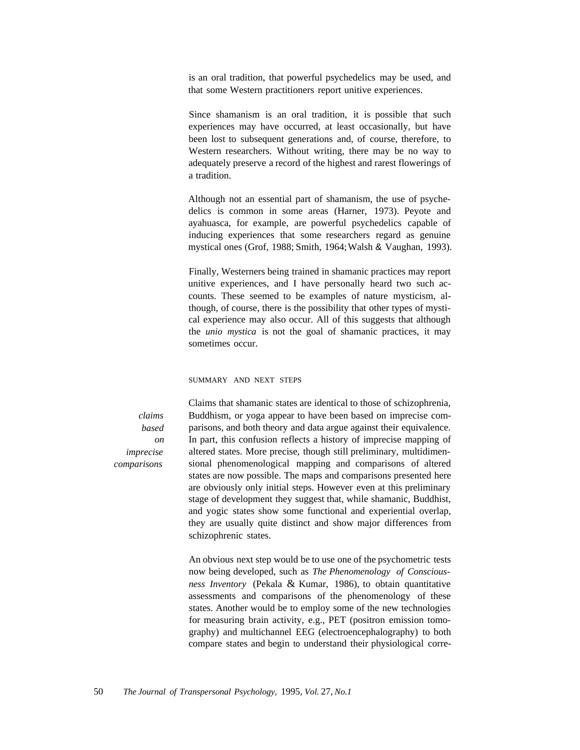is an oral tradition, that powerful psychedelics may be used, and that some Western practitioners report unitive experiences.

Since shamanism is an oral tradition, it is possible that such experiences may have occurred, at least occasionally, but have been lost to subsequent generations and, of course, therefore, to Western researchers. Without writing, there may be no way to adequately preserve a record of the highest and rarest flowerings of a tradition.

Although not an essential part of shamanism, the use of psychedelics is common in some areas (Harner, 1973). Peyote and ayahuasca, for example, are powerful psychedelics capable of inducing experiences that some researchers regard as genuine mystical ones (Grof, 1988; Smith, 1964; Walsh & Vaughan, 1993).

Finally, Westerners being trained in shamanic practices may report unitive experiences, and I have personally heard two such accounts. These seemed to be examples of nature mysticism, although, of course, there is the possibility that other types of mystical experience may also occur. All of this suggests that although the *unio mystica* is not the goal of shamanic practices, it may sometimes occur.

## SUMMARY AND NEXT STEPS

*claims based on imprecise comparisons*

Claims that shamanic states are identical to those of schizophrenia, Buddhism, or yoga appear to have been based on imprecise comparisons, and both theory and data argue against their equivalence. In part, this confusion reflects a history of imprecise mapping of altered states. More precise, though still preliminary, multidimensional phenomenological mapping and comparisons of altered states are now possible. The maps and comparisons presented here are obviously only initial steps. However even at this preliminary stage of development they suggest that, while shamanic, Buddhist, and yogic states show some functional and experiential overlap, they are usually quite distinct and show major differences from schizophrenic states.

An obvious next step would be to use one of the psychometric tests now being developed, such as *The Phenomenology of Consciousness Inventory* (Pekala & Kumar, 1986), to obtain quantitative assessments and comparisons of the phenomenology of these states. Another would be to employ some of the new technologies for measuring brain activity, e.g., PET (positron emission tomography) and multichannel EEG (electroencephalography) to both compare states and begin to understand their physiological corre-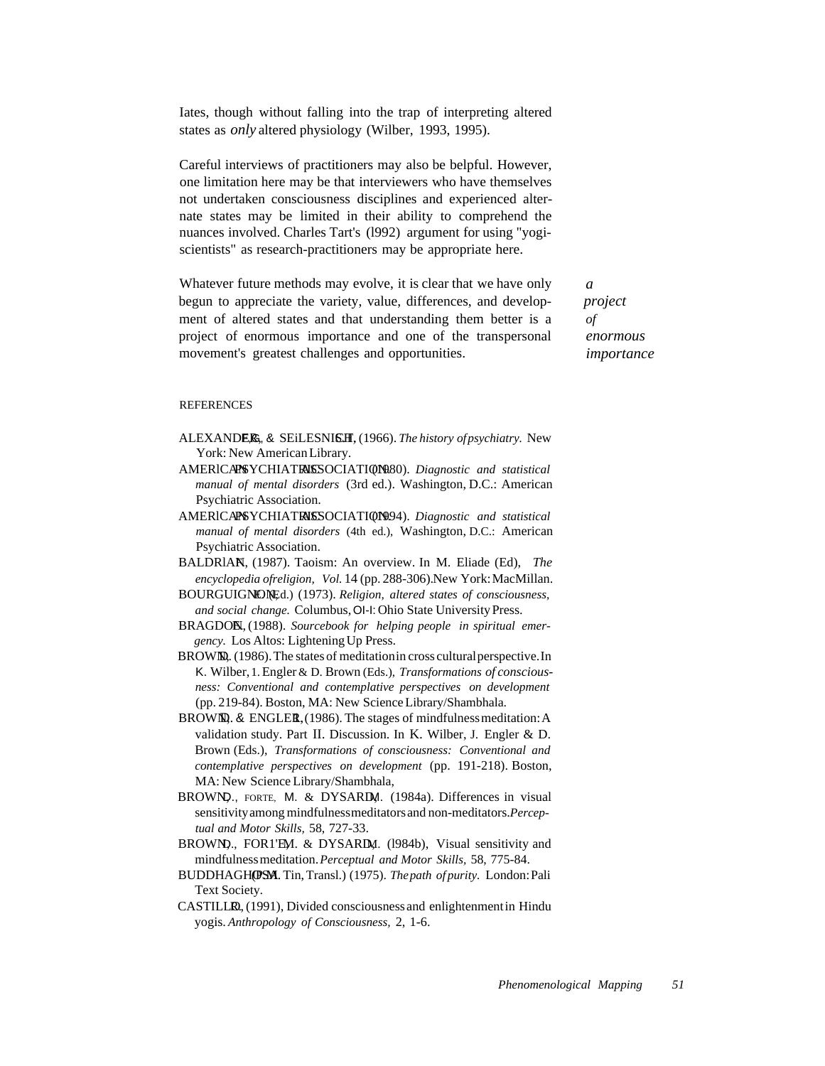lates, though without falling into the trap of interpreting altered states as *only* altered physiology (Wilber, 1993, 1995).

Careful interviews of practitioners may also be helpful. However, one limitation here may be that interviewers who have themselves not undertaken consciousness disciplines and experienced alternate states may be limited in their ability to comprehend the nuances involved. Charles Tart's (1992) argument for using "yogi-scientists" as research-practitioners may be appropriate here.

Whatever future methods may evolve, it is clear that we have only begun to appreciate the variety, value, differences, and development of altered states and that understanding them better is a project of enormous importance and one of the transpersonal movement's greatest challenges and opportunities.

*a project of enormous importance*

REFERENCES

ALEXANDER, F., & SELESNICK, S. H. (1966). *The history of psychiatry.* New York: New American Library.

AMERICAN PSYCHIATRIC ASSOCIATION (1980). *Diagnostic and statistical manual of mental disorders* (3rd ed.). Washington, D.C.: American Psychiatric Association.

AMERICAN PSYCHIATRIC ASSOCIATION (1994). *Diagnostic and statistical manual of mental disorders* (4th ed.), Washington, D.C.: American Psychiatric Association.

BALDRIAN, F. (1987). Taoism: An overview. In M. Eliade (Ed), *The encyclopedia of religion, Vol.* 14 (pp. 288-306). New York: MacMillan.

BOURGUIGNON, E. (Ed.) (1973). *Religion, altered states of consciousness, and social change.* Columbus, OH: Ohio State University Press.

BRAGDON, E. (1988). *Sourcebook for helping people in spiritual emergency.* Los Altos: Lightening Up Press.

BROWN, D. (1986). The states of meditation in cross cultural perspective. In K. Wilber, J. Engler & D. Brown (Eds.), *Transformations of consciousness: Conventional and contemplative perspectives on development* (pp. 219-84). Boston, MA: New Science Library/Shambhala.

BROWN, D. & ENGLER, J. (1986). The stages of mindfulness meditation: A validation study. Part II. Discussion. In K. Wilber, J. Engler & D. Brown (Eds.), *Transformations of consciousness: Conventional and contemplative perspectives on development* (pp. 191-218). Boston, MA: New Science Library/Shambhala,

BROWN, D., FORTE, M. & DYSART, M. (1984a). Differences in visual sensitivity among mindfulness meditators and non-meditators. *Perceptual and Motor Skills,* 58, 727-33.

BROWN, D., FORTE, M. & DYSART, M. (1984b), Visual sensitivity and mindfulness meditation. *Perceptual and Motor Skills,* 58, 775-84.

BUDDHAGHOSA (P.M. Tin, Transl.) (1975). *The path of purity.* London: Pali Text Society.

CASTILLO, R. (1991), Divided consciousness and enlightenment in Hindu yogis. *Anthropology of Consciousness,* 2, 1-6.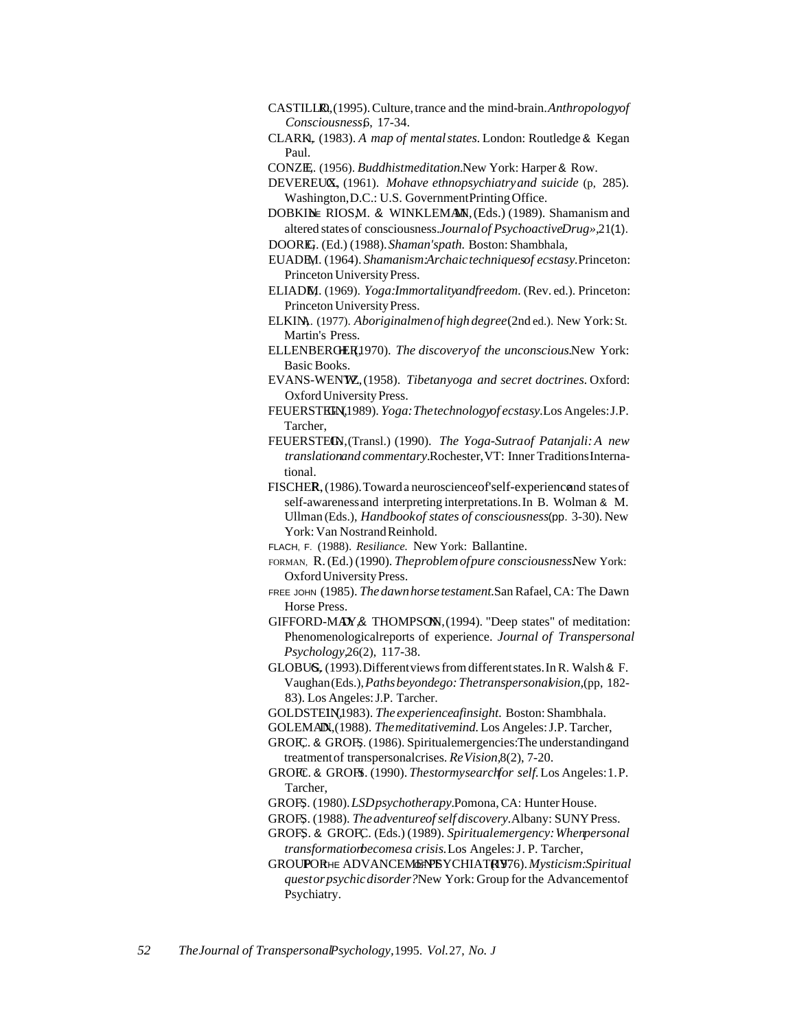CASTILLO, R. (1995). Culture, trance and the mind-brain. *Anthropology of Consciousness, 6*, 17-34.

CLARK, J. (1983). *A map of mental states*. London: Routledge & Kegan Paul.

CONZE, E. (1956). *Buddhist meditation*. New York: Harper & Row.

DEVEREUX, G. (1961). *Mohave ethnopsychiatry and suicide* (p. 285). Washington, D.C.: U.S. Government Printing Office.

DOBKIN DE RIOS, M. & WINKLEMAN, M. (Eds.) (1989). Shamanism and altered states of consciousness. *Journal of Psychoactive Drugs, 21*(1).

DOORE, G. (Ed.) (1988). *Shaman's path*. Boston: Shambhala.

ELIADE, M. (1964). *Shamanism: Archaic techniques of ecstasy*. Princeton: Princeton University Press.

ELIADE, M. (1969). *Yoga: Immortality and freedom*. (Rev. ed.). Princeton: Princeton University Press.

ELKIN, A. (1977). *Aboriginal men of high degree* (2nd ed.). New York: St. Martin's Press.

ELLENBERGER, H. (1970). *The discovery of the unconscious*. New York: Basic Books.

EVANS-WENTZ, W. (1958). *Tibetan yoga and secret doctrines*. Oxford: Oxford University Press.

FEUERSTEIN, G. (1989). *Yoga: The technology of ecstasy*. Los Angeles: J.P. Tarcher.

FEUERSTEIN, G. (Transl.) (1990). *The Yoga-Sutra of Patanjali: A new translation and commentary*. Rochester, VT: Inner Traditions International.

FISCHER, R. (1986). Toward a neuroscience of self-experience and states of self-awareness and interpreting interpretations. In B. Wolman & M. Ullman (Eds.), *Handbook of states of consciousness* (pp. 3-30). New York: Van Nostrand Reinhold.

FLACH, F. (1988). *Resiliance*. New York: Ballantine.

FORMAN, R. (Ed.) (1990). *The problem of pure consciousness*. New York: Oxford University Press.

FREE JOHN (1985). *The dawn horse testament*. San Rafael, CA: The Dawn Horse Press.

GIFFORD-MAY, D. & THOMPSON, N. (1994). "Deep states" of meditation: Phenomenological reports of experience. *Journal of Transpersonal Psychology, 26*(2), 117-38.

GLOBUS, G. (1993). Different views from different states. In R. Walsh & F. Vaughan (Eds.), *Paths beyond ego: The transpersonal vision*, (pp. 182-83). Los Angeles: J.P. Tarcher.

GOLDSTEIN, J. (1983). *The experience of insight*. Boston: Shambhala.

GOLEMAN, D. (1988). *The meditative mind*. Los Angeles: J.P. Tarcher.

GROF, C. & GROF, S. (1986). Spiritual emergencies: The understanding and treatment of transpersonal crises. *ReVision, 8*(2), 7-20.

GROF, C. & GROF, S. (1990). *The stormy search for self*. Los Angeles: J.P. Tarcher.

GROF, S. (1980). *LSD psychotherapy*. Pomona, CA: Hunter House.

GROF, S. (1988). *The adventure of self discovery*. Albany: SUNY Press.

GROF, S. & GROF, C. (Eds.) (1989). *Spiritual emergency: When personal transformation becomes a crisis*. Los Angeles: J. P. Tarcher.

GROUP FOR THE ADVANCEMENT OF PSYCHIATRY (1976). *Mysticism: Spiritual quest or psychic disorder?* New York: Group for the Advancement of Psychiatry.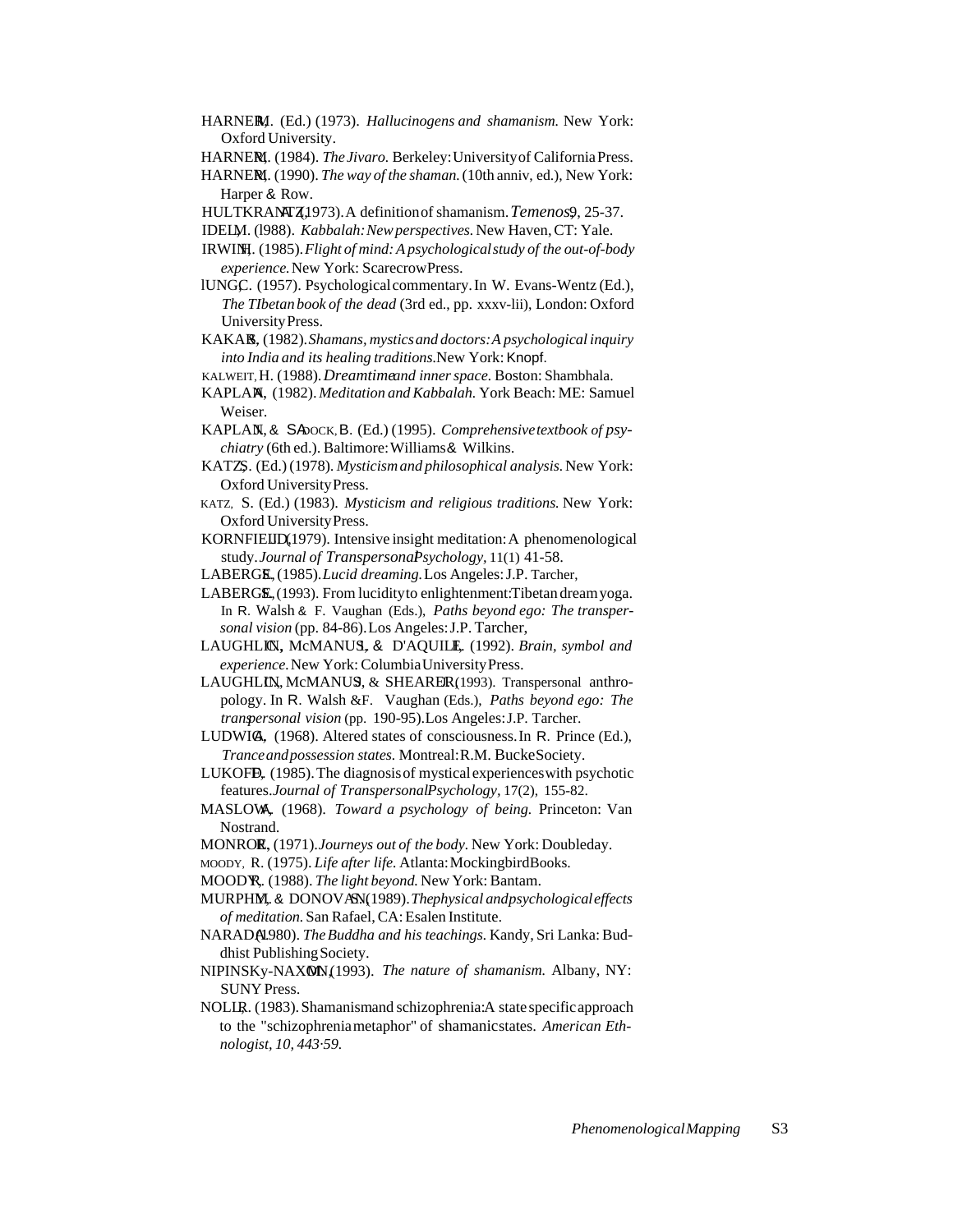HARNER, M. (Ed.) (1973). *Hallucinogens and shamanism.* New York: Oxford University.

HARNER, M. (1984). *The Jivaro.* Berkeley: University of California Press.

HARNER, M. (1990). *The way of the shaman.* (10th anniv, ed.), New York: Harper & Row.

HULTKRANTZ, A. (1973). A definition of shamanism. *Temenos, 9*, 25-37.

IDEL, M. (l988). *Kabbalah: New perspectives.* New Haven, CT: Yale.

IRWIN, H. (1985). *Flight of mind: A psychological study of the out-of-body experience.* New York: Scarecrow Press.

lUNG, C. (1957). Psychological commentary. In W. Evans-Wentz (Ed.), *The TIbetan book of the dead* (3rd ed., pp. xxxv-lii), London: Oxford University Press.

KAKAR, S. (1982). *Shamans, mystics and doctors: A psychological inquiry into India and its healing traditions.* New York: Knopf.

KALWEIT, H. (1988). *Dreamtime and inner space.* Boston: Shambhala.

KAPLAN, A. (1982). *Meditation and Kabbalah.* York Beach: ME: Samuel Weiser.

KAPLAN, H. & SADOCK, B. (Ed.) (1995). *Comprehensive textbook of psychiatry* (6th ed.). Baltimore: Williams & Wilkins.

KATZ, S. (Ed.) (1978). *Mysticism and philosophical analysis.* New York: Oxford University Press.

KATZ, S. (Ed.) (1983). *Mysticism and religious traditions.* New York: Oxford University Press.

KORNFIELD, J. (1979). Intensive insight meditation: A phenomenological study. *Journal of Transpersonal Psychology*, 11(1) 41-58.

LABERGE, S. (1985). *Lucid dreaming.* Los Angeles: J.P. Tarcher,

LABERGE, S. (1993). From lucidity to enlightenment: Tibetan dream yoga. In R. Walsh & F. Vaughan (Eds.), *Paths beyond ego: The transpersonal vision* (pp. 84-86). Los Angeles: J.P. Tarcher,

LAUGHLIN, C., McMANUS, J. & D'AQUILI, E. (1992). *Brain, symbol and experience.* New York: Columbia University Press.

LAUGHLIN, C., McMANUS, J. & SHEARER, J. (1993). Transpersonal anthropology. In R. Walsh & F. Vaughan (Eds.), *Paths beyond ego: The transpersonal vision* (pp. 190-95). Los Angeles: J.P. Tarcher.

LUDWIG, A. (1968). Altered states of consciousness. In R. Prince (Ed.), *Trance and possession states.* Montreal: R.M. Bucke Society.

LUKOFF, D. (1985). The diagnosis of mystical experiences with psychotic features. *Journal of Transpersonal Psychology*, 17(2), 155-82.

MASLOW, A. (1968). *Toward a psychology of being.* Princeton: Van Nostrand.

MONROE, R. (1971). *Journeys out of the body.* New York: Doubleday.

MOODY, R. (1975). *Life after life.* Atlanta: Mockingbird Books.

MOODY, R. (1988). *The light beyond.* New York: Bantam.

MURPHY, M. & DONOVAN, S. (1989). *The physical and psychological effects of meditation.* San Rafael, CA: Esalen Institute.

NARADA (1980). *The Buddha and his teachings.* Kandy, Sri Lanka: Buddhist Publishing Society.

NIPINSKy-NAXON, M. (1993). *The nature of shamanism.* Albany, NY: SUNY Press.

NOLL, R. (1983). Shamanism and schizophrenia: A state specific approach to the "schizophrenia metaphor" of shamanic states. *American Ethnologist, 10, 443-59.*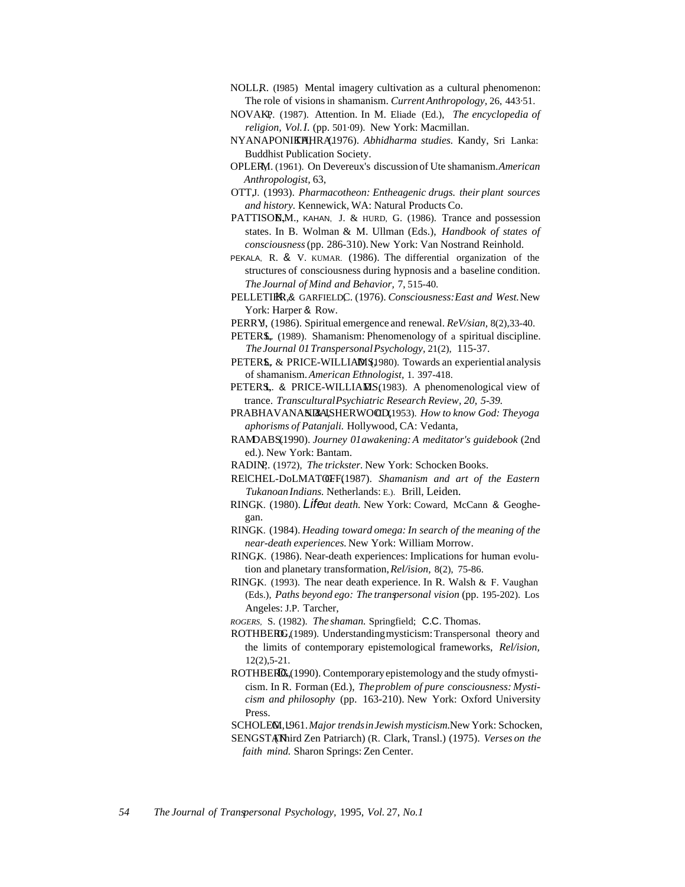NOLL, R. (1985) Mental imagery cultivation as a cultural phenomenon: The role of visions in shamanism. *Current Anthropology*, 26, 443-51.

NOVAK, P. (1987). Attention. In M. Eliade (Ed.), *The encyclopedia of religion*, *Vol. I.* (pp. 501-09). New York: Macmillan.

NYANAPONIKA, THERA (1976). *Abhidharma studies.* Kandy, Sri Lanka: Buddhist Publication Society.

OPLER, M. (1961). On Devereux's discussion of Ute shamanism. *American Anthropologist*, 63,

OTT, J. (1993). *Pharmacotheon: Entheagenic drugs. their plant sources and history.* Kennewick, WA: Natural Products Co.

PATTISON, E.M., KAHAN, J. & HURD, G. (1986). Trance and possession states. In B. Wolman & M. Ullman (Eds.), *Handbook of states of consciousness* (pp. 286-310). New York: Van Nostrand Reinhold.

PEKALA, R. & V. KUMAR. (1986). The differential organization of the structures of consciousness during hypnosis and a baseline condition. *The Journal of Mind and Behavior*, 7, 515-40.

PELLETIER, K. & GARFIELD, C. (1976). *Consciousness: East and West.* New York: Harper & Row.

PERRY, J. (1986). Spiritual emergence and renewal. *ReVision*, 8(2), 33-40.

PETERS, L. (1989). Shamanism: Phenomenology of a spiritual discipline. *The Journal of Transpersonal Psychology*, 21(2), 115-37.

PETERS, L. & PRICE-WILLIAMS, D. (1980). Towards an experiential analysis of shamanism. *American Ethnologist*, 1. 397-418.

PETERS, L. & PRICE-WILLIAMS, D. (1983). A phenomenological view of trance. *Transcultural Psychiatric Research Review*, *20*, *5-39.*

PRABHAVANANDA, S. & ISHERWOOD, C. (1953). *How to know God: The yoga aphorisms of Patanjali.* Hollywood, CA: Vedanta,

RAM DASS (1990). *Journey of awakening: A meditator's guidebook* (2nd ed.). New York: Bantam.

RADIN, P. (1972), *The trickster.* New York: Schocken Books.

REICHEL-DOLMATOFF, G. (1987). *Shamanism and art of the Eastern Tukanoan Indians.* Netherlands: E.J. Brill, Leiden.

RING, K. (1980). *Life at death.* New York: Coward, McCann & Geoghegan.

RING, K. (1984). *Heading toward omega: In search of the meaning of the near-death experiences.* New York: William Morrow.

RING, K. (1986). Near-death experiences: Implications for human evolution and planetary transformation, *ReVision*, 8(2), 75-86.

RING, K. (1993). The near death experience. In R. Walsh & F. Vaughan (Eds.), *Paths beyond ego: The transpersonal vision* (pp. 195-202). Los Angeles: J.P. Tarcher,

ROGERS, S. (1982). *The shaman.* Springfield; C.C. Thomas.

ROTHBERG, D. (1989). Understanding mysticism: Transpersonal theory and the limits of contemporary epistemological frameworks, *ReVision*, 12(2), 5-21.

ROTHBERG, D. (1990). Contemporary epistemology and the study of mysticism. In R. Forman (Ed.), *The problem of pure consciousness: Mysticism and philosophy* (pp. 163-210). New York: Oxford University Press.

SCHOLEM, G. 1961. *Major trends in Jewish mysticism.* New York: Schocken,

SENGSTAN (Third Zen Patriarch) (R. Clark, Transl.) (1975). *Verses on the faith mind.* Sharon Springs: Zen Center.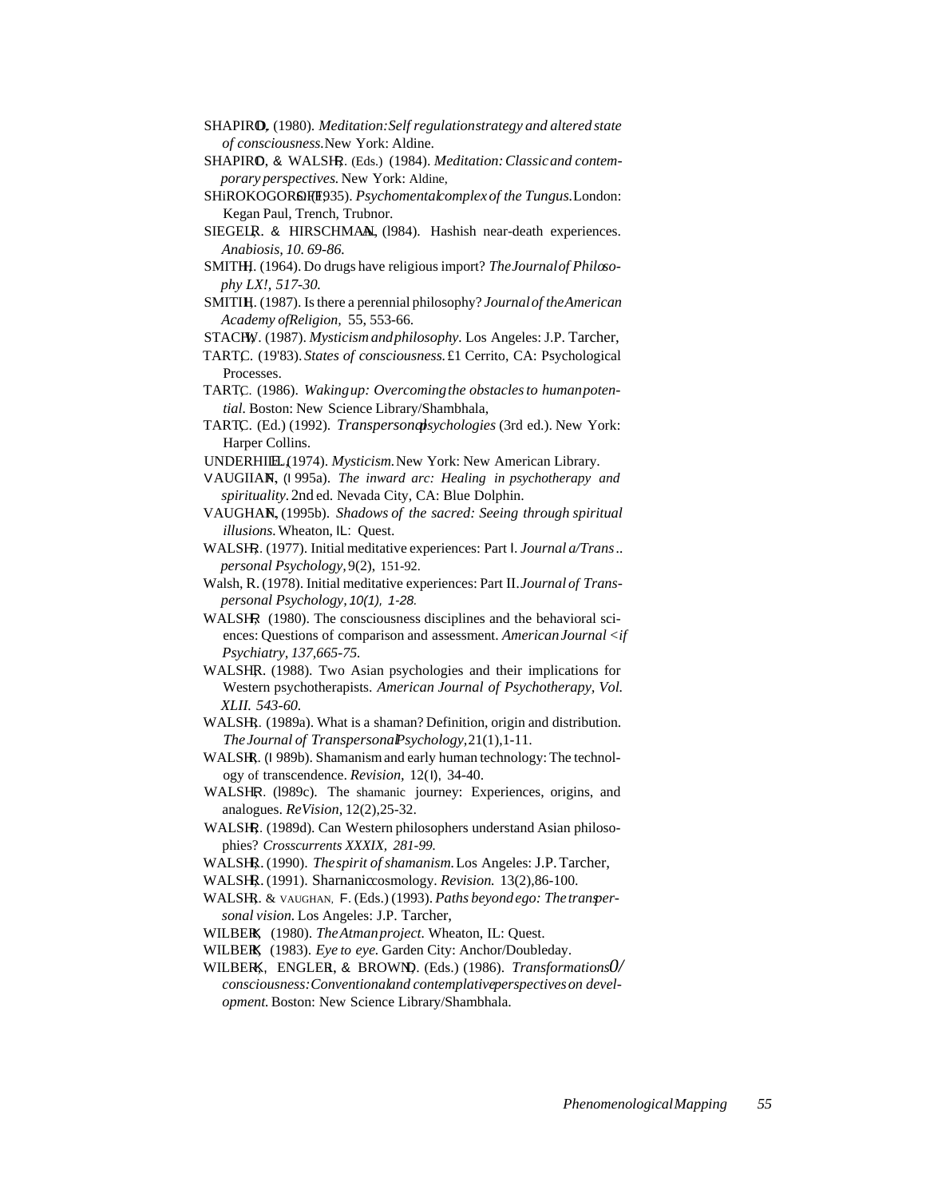SHAPIRO, D. (1980). *Meditation: Self regulation strategy and altered state of consciousness.* New York: Aldine.

SHAPIRO, D. & WALSH, R. (Eds.) (1984). *Meditation: Classic and contemporary perspectives.* New York: Aldine,

SHiROKOGOROFF, S. (1935). *Psychomental complex of the Tungus.* London: Kegan Paul, Trench, Trubnor.

SIEGEL, R. & HIRSCHMAN, A. (l984). Hashish near-death experiences. *Anabiosis, 10. 69-86.*

SMITH, H. (1964). Do drugs have religious import? *The Journal of Philosophy LX!, 517-30.*

SMITH, H. (1987). Is there a perennial philosophy? *Journal of the American Academy of Religion,* 55, 553-66.

STACE, W. (1987). *Mysticism and philosophy.* Los Angeles: J.P. Tarcher,

TART, C. (19'83). *States of consciousness.* £1 Cerrito, CA: Psychological Processes.

TART, C. (1986). *Waking up: Overcoming the obstacles to human potential.* Boston: New Science Library/Shambhala,

TART, C. (Ed.) (1992). *Transpersonal psychologies* (3rd ed.). New York: Harper Collins.

UNDERHILL, E. (1974). *Mysticism.* New York: New American Library.

VAUGHAN, F. (l 995a). *The inward arc: Healing in psychotherapy and spirituality.* 2nd ed. Nevada City, CA: Blue Dolphin.

VAUGHAN, F. (1995b). *Shadows of the sacred: Seeing through spiritual illusions.* Wheaton, IL: Quest.

WALSH, R. (1977). Initial meditative experiences: Part I. *Journal a/Trans.. personal Psychology,* 9(2), 151-92.

Walsh, R. (1978). Initial meditative experiences: Part II. *Journal of Transpersonal Psychology, 10(1), 1-28.*

WALSH, R. (1980). The consciousness disciplines and the behavioral sciences: Questions of comparison and assessment. *American Journal <if Psychiatry, 137,665-75.*

WALSH, R. (1988). Two Asian psychologies and their implications for Western psychotherapists. *American Journal of Psychotherapy, Vol. XLII. 543-60.*

WALSH, R. (1989a). What is a shaman? Definition, origin and distribution. *The Journal of Transpersonal Psychology,* 21(1),1-11.

WALSH, R. (l 989b). Shamanism and early human technology: The technology of transcendence. *Revision,* 12(l), 34-40.

WALSH, R. (l989c). The shamanic journey: Experiences, origins, and analogues. *ReVision,* 12(2),25-32.

WALSH, R. (1989d). Can Western philosophers understand Asian philosophies? *Crosscurrents XXXIX, 281-99.*

WALSH, R. (1990). *The spirit of shamanism.* Los Angeles: J.P. Tarcher,

WALSH, R. (1991). Sharnanic cosmology. *Revision.* 13(2),86-100.

WALSH, R. & VAUGHAN, F. (Eds.) (1993). *Paths beyond ego: The transpersonal vision.* Los Angeles: J.P. Tarcher,

WILBER, K. (1980). *The Atman project.* Wheaton, IL: Quest.

WILBER, K. (1983). *Eye to eye.* Garden City: Anchor/Doubleday.

WILBER, K., ENGLER, J., & BROWN, D. (Eds.) (1986). *Transformations 0/ consciousness: Conventional and contemplative perspectives on development.* Boston: New Science Library/Shambhala.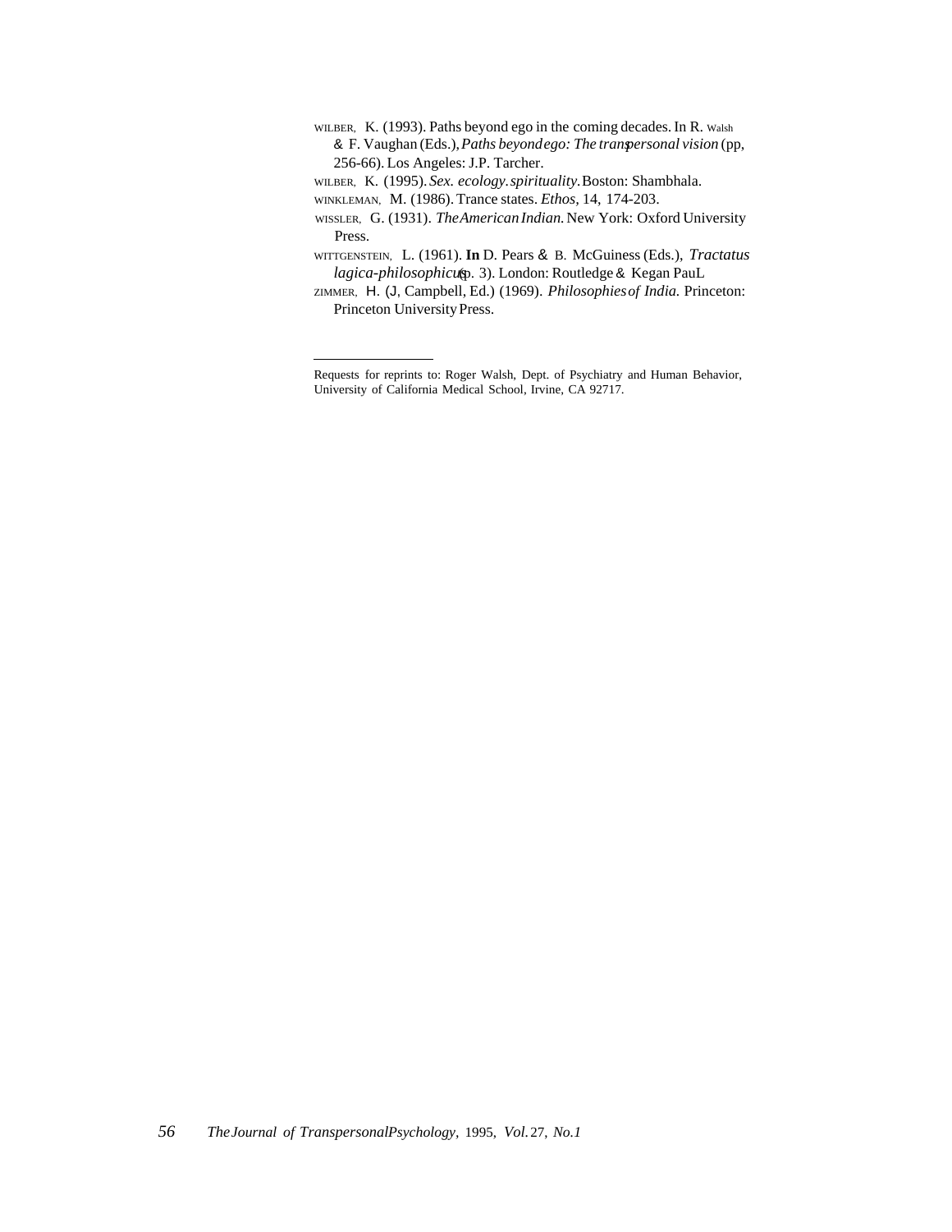WILBER, K. (1993). Paths beyond ego in the coming decades. In R. Walsh & F. Vaughan (Eds.), *Paths beyond ego: The transpersonal vision* (pp, 256-66). Los Angeles: J.P. Tarcher.

WILBER, K. (1995). *Sex. ecology. spirituality.* Boston: Shambhala.

WINKLEMAN, M. (1986). Trance states. *Ethos,* 14, 174-203.

WISSLER, G. (1931). *The American Indian.* New York: Oxford University Press.

WITTGENSTEIN, L. (1961). **In** D. Pears & B. McGuiness (Eds.), *Tractatus lagica-philosophicus* (p. 3). London: Routledge & Kegan PauL

ZIMMER, H. (J, Campbell, Ed.) (1969). *Philosophies of India.* Princeton: Princeton University Press.

---

Requests for reprints to: Roger Walsh, Dept. of Psychiatry and Human Behavior, University of California Medical School, Irvine, CA 92717.